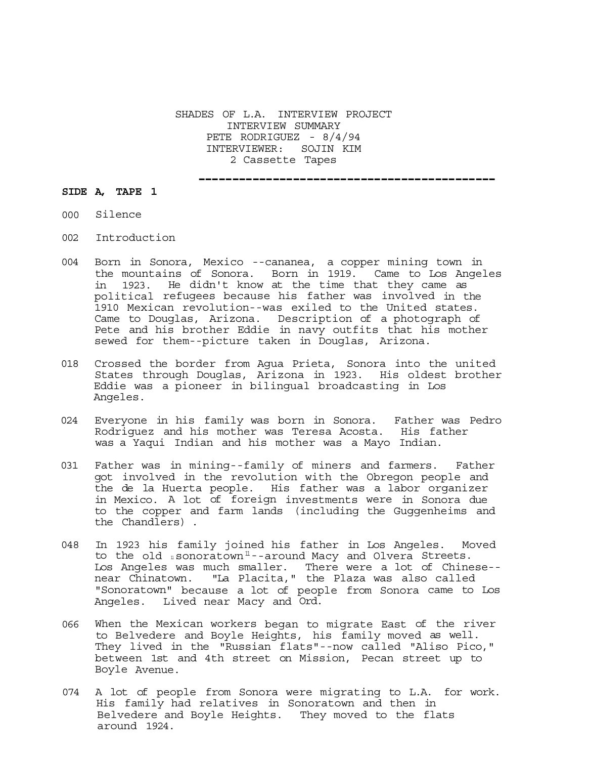SHADES OF L.A. INTERVIEW PROJECT
INTERVIEW SUMMARY
PETE RODRIGUEZ - 8/4/94
INTERVIEWER: SOJIN KIM
2 Cassette Tapes

---

**SIDE A, TAPE 1**

000 Silence

002 Introduction

004 Born in Sonora, Mexico --cananea, a copper mining town in the mountains of Sonora. Born in 1919. Came to Los Angeles in 1923. He didn't know at the time that they came as political refugees because his father was involved in the 1910 Mexican revolution--was exiled to the United states. Came to Douglas, Arizona. Description of a photograph of Pete and his brother Eddie in navy outfits that his mother sewed for them--picture taken in Douglas, Arizona.

018 Crossed the border from Agua Prieta, Sonora into the united States through Douglas, Arizona in 1923. His oldest brother Eddie was a pioneer in bilingual broadcasting in Los Angeles.

024 Everyone in his family was born in Sonora. Father was Pedro Rodriguez and his mother was Teresa Acosta. His father was a Yaqui Indian and his mother was a Mayo Indian.

031 Father was in mining--family of miners and farmers. Father got involved in the revolution with the Obregon people and the de la Huerta people. His father was a labor organizer in Mexico. A lot of foreign investments were in Sonora due to the copper and farm lands (including the Guggenheims and the Chandlers) .

048 In 1923 his family joined his father in Los Angeles. Moved to the old "sonoratown"--around Macy and Olvera Streets. Los Angeles was much smaller. There were a lot of Chinese--near Chinatown. "La Placita," the Plaza was also called "Sonoratown" because a lot of people from Sonora came to Los Angeles. Lived near Macy and Ord.

066 When the Mexican workers began to migrate East of the river to Belvedere and Boyle Heights, his family moved as well. They lived in the "Russian flats"--now called "Aliso Pico," between 1st and 4th street on Mission, Pecan street up to Boyle Avenue.

074 A lot of people from Sonora were migrating to L.A. for work. His family had relatives in Sonoratown and then in Belvedere and Boyle Heights. They moved to the flats around 1924.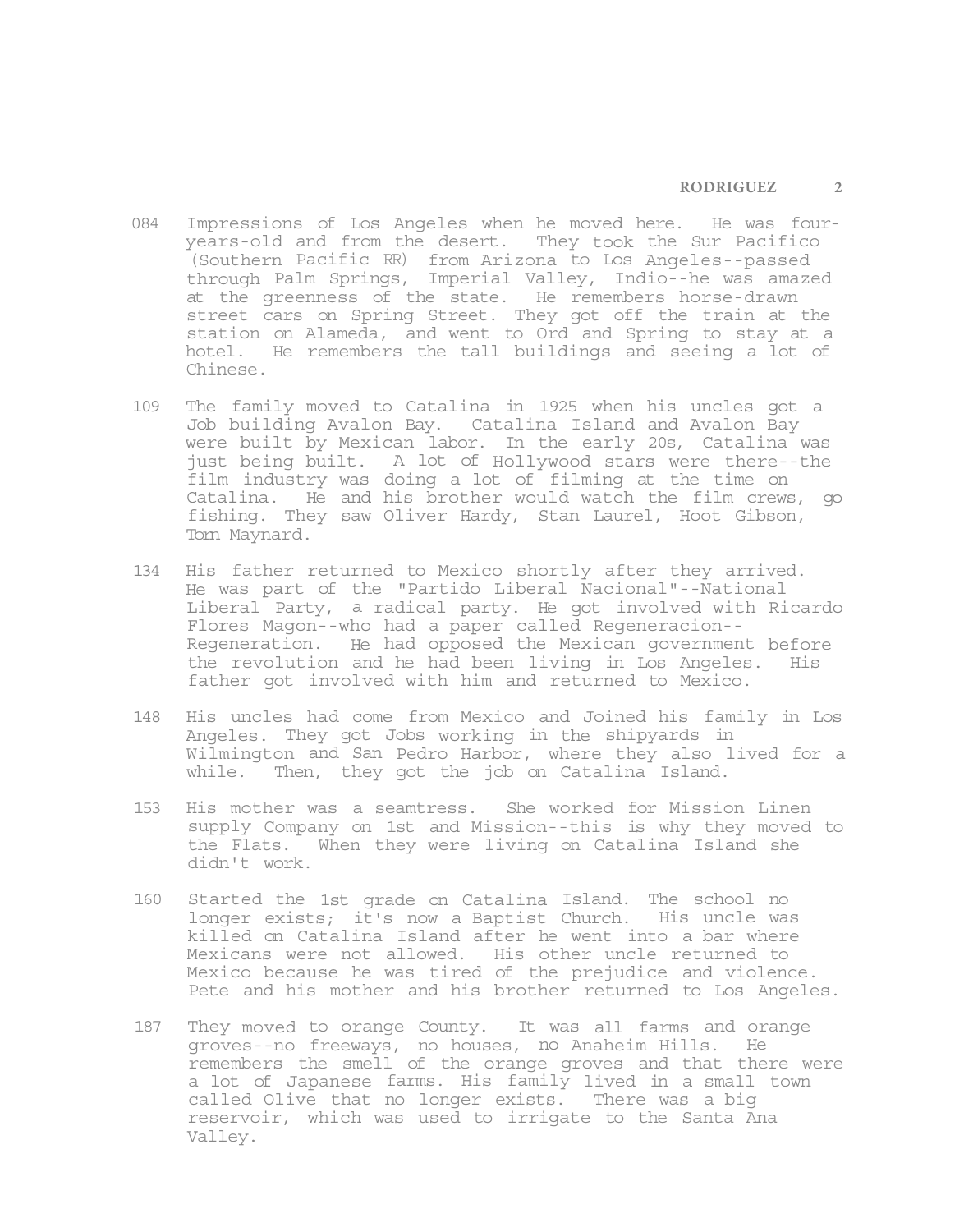084 Impressions of Los Angeles when he moved here. He was four-years-old and from the desert. They took the Sur Pacifico (Southern Pacific RR) from Arizona to Los Angeles--passed through Palm Springs, Imperial Valley, Indio--he was amazed at the greenness of the state. He remembers horse-drawn street cars on Spring Street. They got off the train at the station on Alameda, and went to Ord and Spring to stay at a hotel. He remembers the tall buildings and seeing a lot of Chinese.

109 The family moved to Catalina in 1925 when his uncles got a Job building Avalon Bay. Catalina Island and Avalon Bay were built by Mexican labor. In the early 20s, Catalina was just being built. A lot of Hollywood stars were there--the film industry was doing a lot of filming at the time on Catalina. He and his brother would watch the film crews, go fishing. They saw Oliver Hardy, Stan Laurel, Hoot Gibson, Tom Maynard.

134 His father returned to Mexico shortly after they arrived. He was part of the "Partido Liberal Nacional"--National Liberal Party, a radical party. He got involved with Ricardo Flores Magon--who had a paper called Regeneracion--Regeneration. He had opposed the Mexican government before the revolution and he had been living in Los Angeles. His father got involved with him and returned to Mexico.

148 His uncles had come from Mexico and Joined his family in Los Angeles. They got Jobs working in the shipyards in Wilmington and San Pedro Harbor, where they also lived for a while. Then, they got the job on Catalina Island.

153 His mother was a seamtress. She worked for Mission Linen supply Company on 1st and Mission--this is why they moved to the Flats. When they were living on Catalina Island she didn't work.

160 Started the 1st grade on Catalina Island. The school no longer exists; it's now a Baptist Church. His uncle was killed on Catalina Island after he went into a bar where Mexicans were not allowed. His other uncle returned to Mexico because he was tired of the prejudice and violence. Pete and his mother and his brother returned to Los Angeles.

187 They moved to orange County. It was all farms and orange groves--no freeways, no houses, no Anaheim Hills. He remembers the smell of the orange groves and that there were a lot of Japanese farms. His family lived in a small town called Olive that no longer exists. There was a big reservoir, which was used to irrigate to the Santa Ana Valley.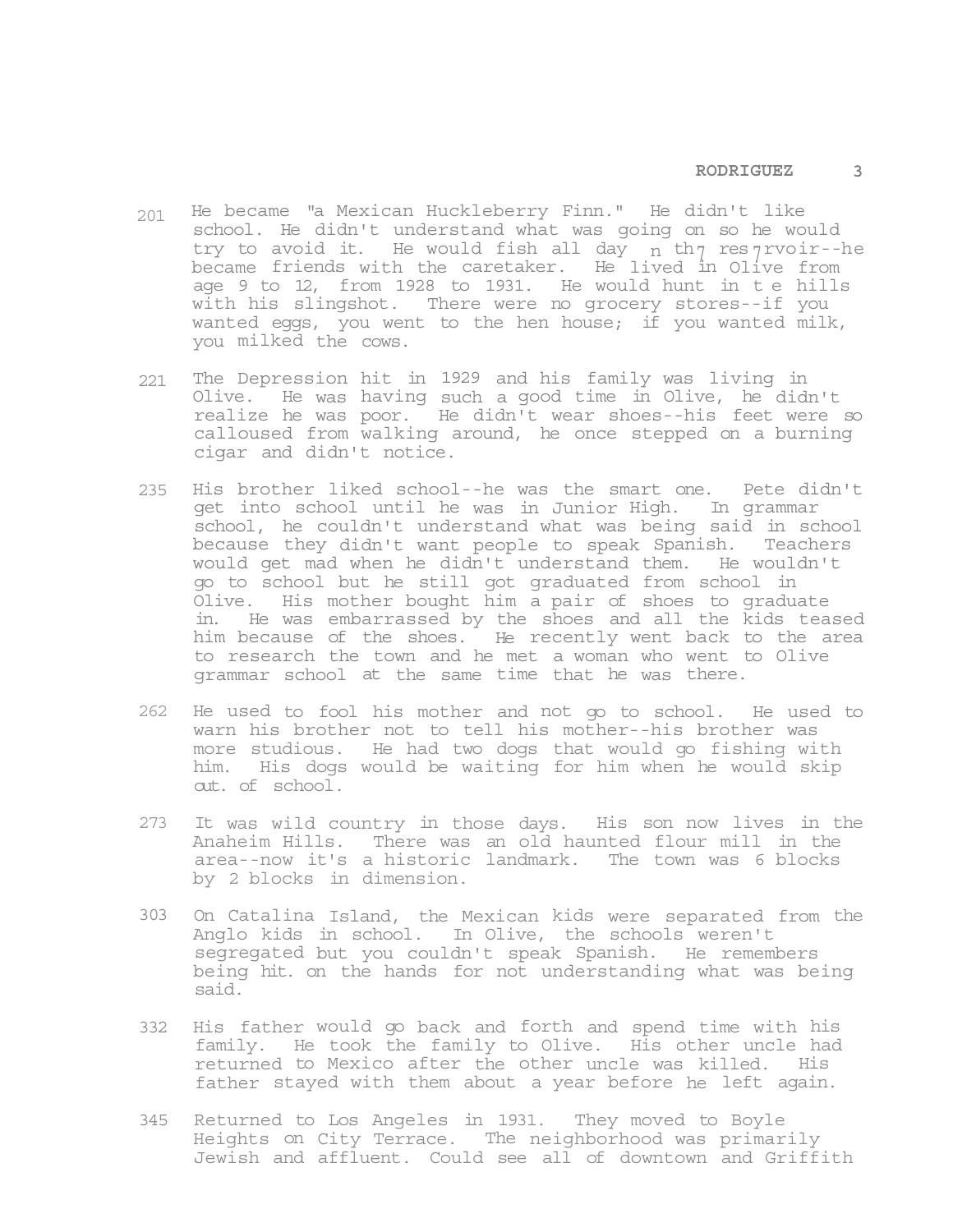201 He became "a Mexican Huckleberry Finn." He didn't like school. He didn't understand what was going on so he would try to avoid it. He would fish all day in the reservoir--he became friends with the caretaker. He lived in Olive from age 9 to 12, from 1928 to 1931. He would hunt in the hills with his slingshot. There were no grocery stores--if you wanted eggs, you went to the hen house; if you wanted milk, you milked the cows.

221 The Depression hit in 1929 and his family was living in Olive. He was having such a good time in Olive, he didn't realize he was poor. He didn't wear shoes--his feet were so calloused from walking around, he once stepped on a burning cigar and didn't notice.

235 His brother liked school--he was the smart one. Pete didn't get into school until he was in Junior High. In grammar school, he couldn't understand what was being said in school because they didn't want people to speak Spanish. Teachers would get mad when he didn't understand them. He wouldn't go to school but he still got graduated from school in Olive. His mother bought him a pair of shoes to graduate in. He was embarrassed by the shoes and all the kids teased him because of the shoes. He recently went back to the area to research the town and he met a woman who went to Olive grammar school at the same time that he was there.

262 He used to fool his mother and not go to school. He used to warn his brother not to tell his mother--his brother was more studious. He had two dogs that would go fishing with him. His dogs would be waiting for him when he would skip out. of school.

273 It was wild country in those days. His son now lives in the Anaheim Hills. There was an old haunted flour mill in the area--now it's a historic landmark. The town was 6 blocks by 2 blocks in dimension.

303 On Catalina Island, the Mexican kids were separated from the Anglo kids in school. In Olive, the schools weren't segregated but you couldn't speak Spanish. He remembers being hit. on the hands for not understanding what was being said.

332 His father would go back and forth and spend time with his family. He took the family to Olive. His other uncle had returned to Mexico after the other uncle was killed. His father stayed with them about a year before he left again.

345 Returned to Los Angeles in 1931. They moved to Boyle Heights on City Terrace. The neighborhood was primarily Jewish and affluent. Could see all of downtown and Griffith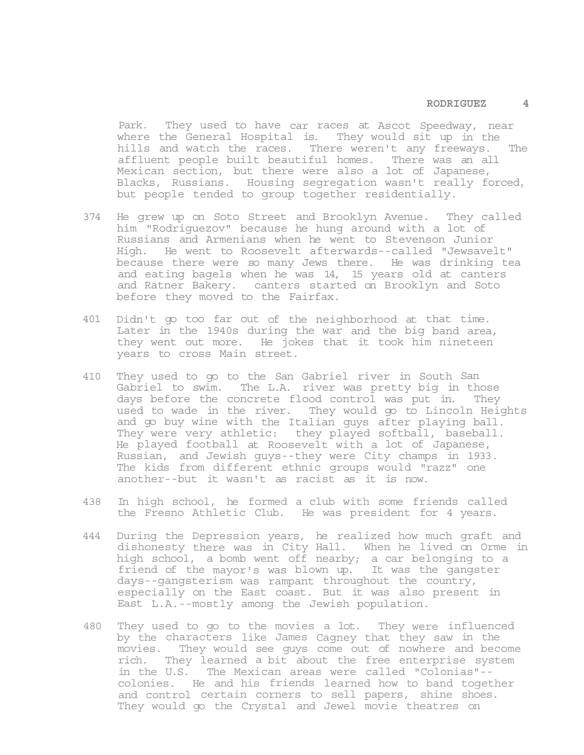Park. They used to have car races at Ascot Speedway, near where the General Hospital is. They would sit up in the hills and watch the races. There weren't any freeways. The affluent people built beautiful homes. There was an all Mexican section, but there were also a lot of Japanese, Blacks, Russians. Housing segregation wasn't really forced, but people tended to group together residentially.

374 He grew up on Soto Street and Brooklyn Avenue. They called him "Rodriguezov" because he hung around with a lot of Russians and Armenians when he went to Stevenson Junior High. He went to Roosevelt afterwards--called "Jewsavelt" because there were so many Jews there. He was drinking tea and eating bagels when he was 14, 15 years old at canters and Ratner Bakery. canters started on Brooklyn and Soto before they moved to the Fairfax.

401 Didn't go too far out of the neighborhood at that time. Later in the 1940s during the war and the big band area, they went out more. He jokes that it took him nineteen years to cross Main street.

410 They used to go to the San Gabriel river in South San Gabriel to swim. The L.A. river was pretty big in those days before the concrete flood control was put in. They used to wade in the river. They would go to Lincoln Heights and go buy wine with the Italian guys after playing ball. They were very athletic: they played softball, baseball. He played football at Roosevelt with a lot of Japanese, Russian, and Jewish guys--they were City champs in 1933. The kids from different ethnic groups would "razz" one another--but it wasn't as racist as it is now.

438 In high school, he formed a club with some friends called the Fresno Athletic Club. He was president for 4 years.

444 During the Depression years, he realized how much graft and dishonesty there was in City Hall. When he lived on Orme in high school, a bomb went off nearby; a car belonging to a friend of the mayor's was blown up. It was the gangster days--gangsterism was rampant throughout the country, especially on the East coast. But it was also present in East L.A.--mostly among the Jewish population.

480 They used to go to the movies a lot. They were influenced by the characters like James Cagney that they saw in the movies. They would see guys come out of nowhere and become rich. They learned a bit about the free enterprise system in the U.S. The Mexican areas were called "Colonias"--colonies. He and his friends learned how to band together and control certain corners to sell papers, shine shoes. They would go the Crystal and Jewel movie theatres on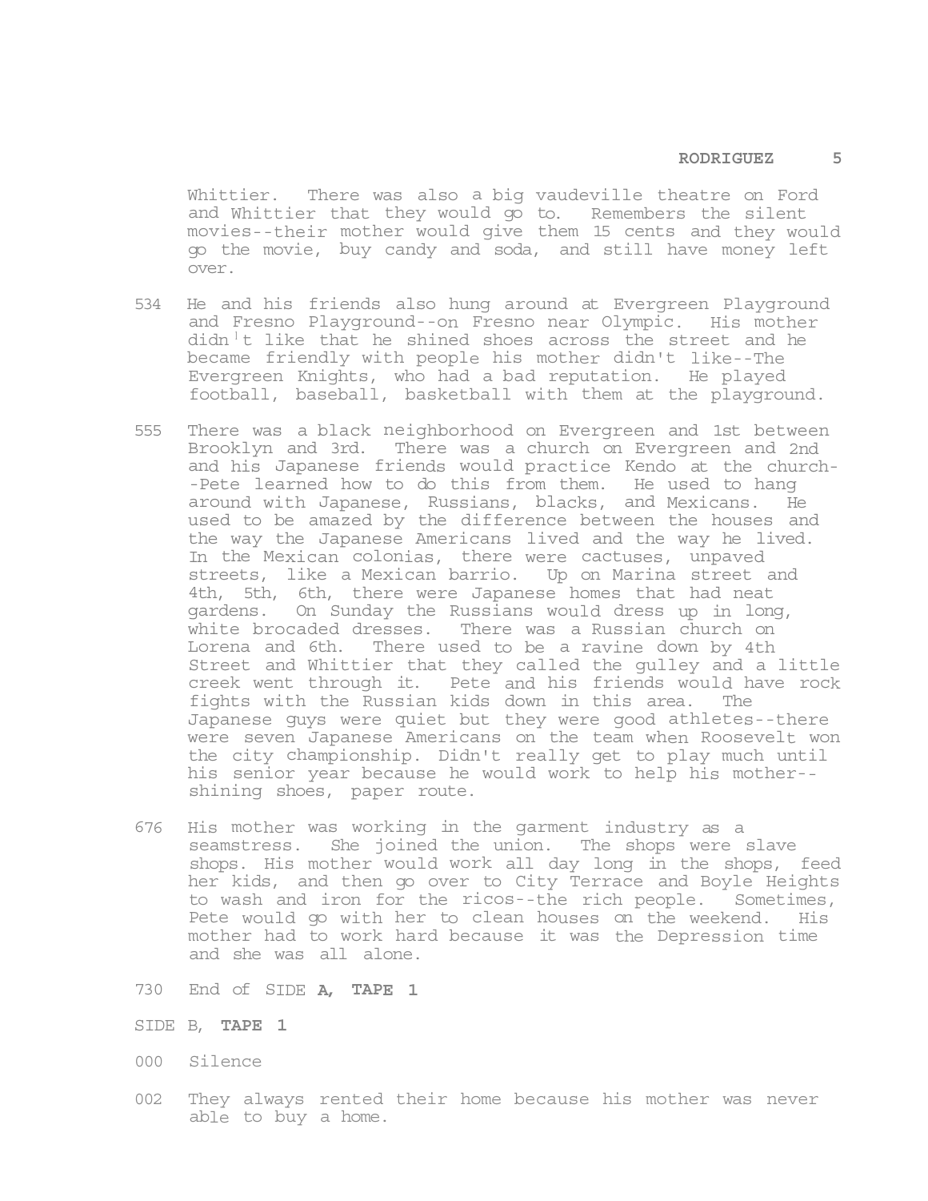Whittier. There was also a big vaudeville theatre on Ford and Whittier that they would go to. Remembers the silent movies--their mother would give them 15 cents and they would go the movie, buy candy and soda, and still have money left over.

534 He and his friends also hung around at Evergreen Playground and Fresno Playground--on Fresno near Olympic. His mother didn't like that he shined shoes across the street and he became friendly with people his mother didn't like--The Evergreen Knights, who had a bad reputation. He played football, baseball, basketball with them at the playground.

555 There was a black neighborhood on Evergreen and 1st between Brooklyn and 3rd. There was a church on Evergreen and 2nd and his Japanese friends would practice Kendo at the church--Pete learned how to do this from them. He used to hang around with Japanese, Russians, blacks, and Mexicans. He used to be amazed by the difference between the houses and the way the Japanese Americans lived and the way he lived. In the Mexican colonias, there were cactuses, unpaved streets, like a Mexican barrio. Up on Marina street and 4th, 5th, 6th, there were Japanese homes that had neat gardens. On Sunday the Russians would dress up in long, white brocaded dresses. There was a Russian church on Lorena and 6th. There used to be a ravine down by 4th Street and Whittier that they called the gulley and a little creek went through it. Pete and his friends would have rock fights with the Russian kids down in this area. The Japanese guys were quiet but they were good athletes--there were seven Japanese Americans on the team when Roosevelt won the city championship. Didn't really get to play much until his senior year because he would work to help his mother--shining shoes, paper route.

676 His mother was working in the garment industry as a seamstress. She joined the union. The shops were slave shops. His mother would work all day long in the shops, feed her kids, and then go over to City Terrace and Boyle Heights to wash and iron for the ricos--the rich people. Sometimes, Pete would go with her to clean houses on the weekend. His mother had to work hard because it was the Depression time and she was all alone.

730 End of SIDE **A, TAPE 1**

SIDE B, **TAPE 1**

000 Silence

002 They always rented their home because his mother was never able to buy a home.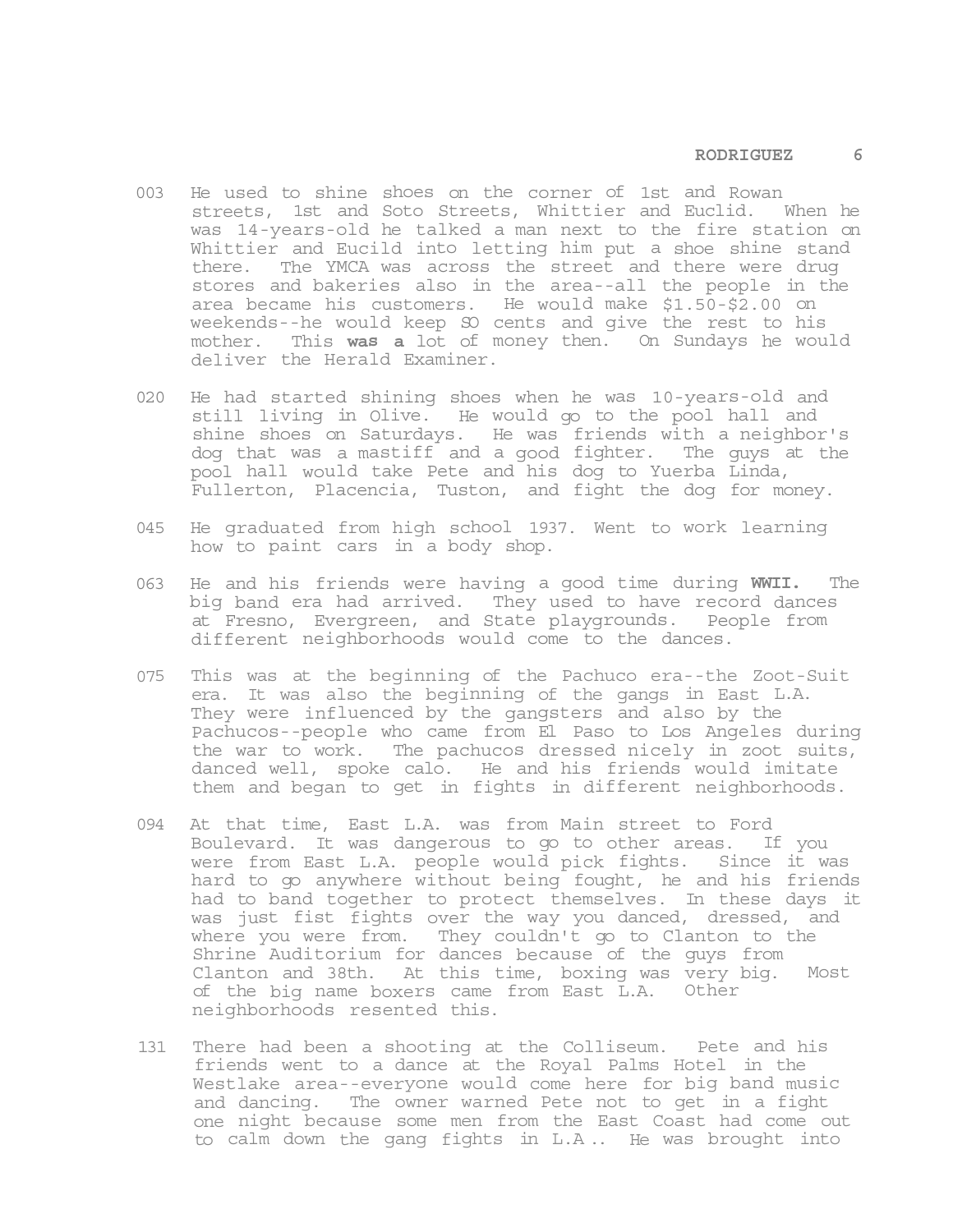003 He used to shine shoes on the corner of 1st and Rowan streets, 1st and Soto Streets, Whittier and Euclid. When he was 14-years-old he talked a man next to the fire station on Whittier and Eucild into letting him put a shoe shine stand there. The YMCA was across the street and there were drug stores and bakeries also in the area--all the people in the area became his customers. He would make $1.50-$2.00 on weekends--he would keep SO cents and give the rest to his mother. This **was a** lot of money then. On Sundays he would deliver the Herald Examiner.

020 He had started shining shoes when he was 10-years-old and still living in Olive. He would go to the pool hall and shine shoes on Saturdays. He was friends with a neighbor's dog that was a mastiff and a good fighter. The guys at the pool hall would take Pete and his dog to Yuerba Linda, Fullerton, Placencia, Tuston, and fight the dog for money.

045 He graduated from high school 1937. Went to work learning how to paint cars in a body shop.

063 He and his friends were having a good time during **WWII.** The big band era had arrived. They used to have record dances at Fresno, Evergreen, and State playgrounds. People from different neighborhoods would come to the dances.

075 This was at the beginning of the Pachuco era--the Zoot-Suit era. It was also the beginning of the gangs in East L.A. They were influenced by the gangsters and also by the Pachucos--people who came from El Paso to Los Angeles during the war to work. The pachucos dressed nicely in zoot suits, danced well, spoke calo. He and his friends would imitate them and began to get in fights in different neighborhoods.

094 At that time, East L.A. was from Main street to Ford Boulevard. It was dangerous to go to other areas. If you were from East L.A. people would pick fights. Since it was hard to go anywhere without being fought, he and his friends had to band together to protect themselves. In these days it was just fist fights over the way you danced, dressed, and where you were from. They couldn't go to Clanton to the Shrine Auditorium for dances because of the guys from Clanton and 38th. At this time, boxing was very big. Most of the big name boxers came from East L.A. Other neighborhoods resented this.

131 There had been a shooting at the Colliseum. Pete and his friends went to a dance at the Royal Palms Hotel in the Westlake area--everyone would come here for big band music and dancing. The owner warned Pete not to get in a fight one night because some men from the East Coast had come out to calm down the gang fights in L.A.. He was brought into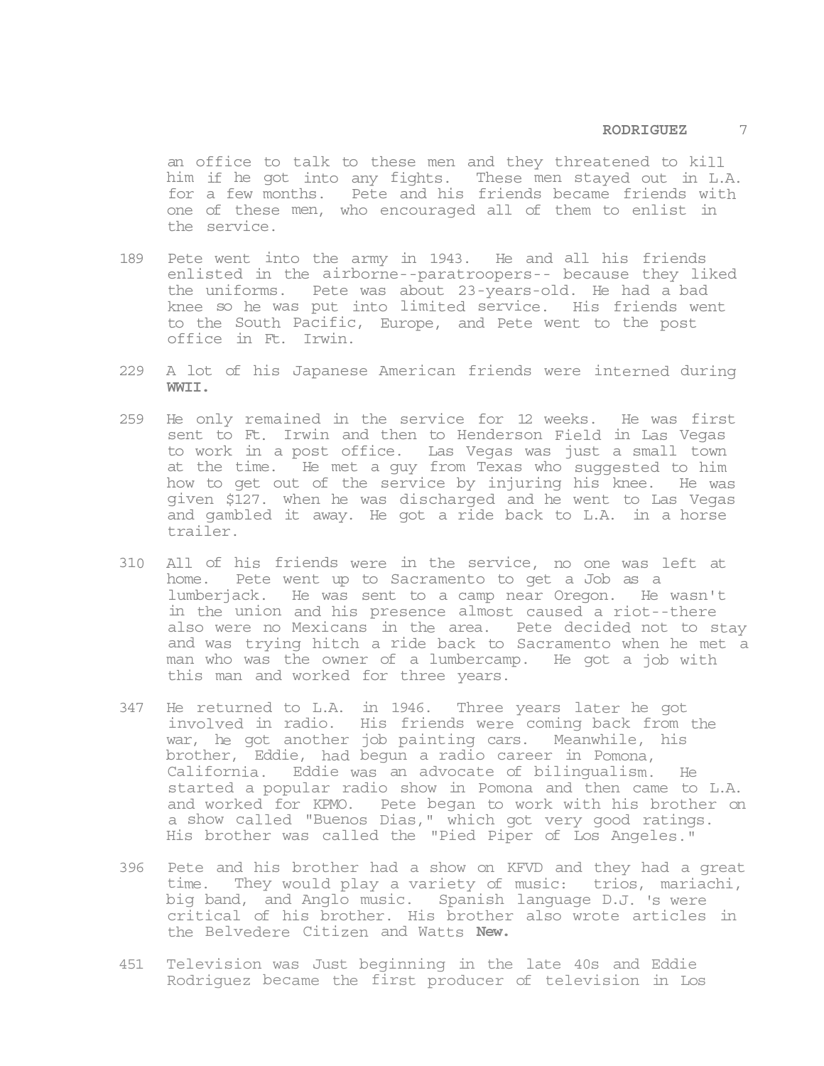an office to talk to these men and they threatened to kill him if he got into any fights. These men stayed out in L.A. for a few months. Pete and his friends became friends with one of these men, who encouraged all of them to enlist in the service.

189 Pete went into the army in 1943. He and all his friends enlisted in the airborne--paratroopers-- because they liked the uniforms. Pete was about 23-years-old. He had a bad knee so he was put into limited service. His friends went to the South Pacific, Europe, and Pete went to the post office in Ft. Irwin.

229 A lot of his Japanese American friends were interned during **WWII.**

259 He only remained in the service for 12 weeks. He was first sent to Ft. Irwin and then to Henderson Field in Las Vegas to work in a post office. Las Vegas was just a small town at the time. He met a guy from Texas who suggested to him how to get out of the service by injuring his knee. He was given $127. when he was discharged and he went to Las Vegas and gambled it away. He got a ride back to L.A. in a horse trailer.

310 All of his friends were in the service, no one was left at home. Pete went up to Sacramento to get a Job as a lumberjack. He was sent to a camp near Oregon. He wasn't in the union and his presence almost caused a riot--there also were no Mexicans in the area. Pete decided not to stay and was trying hitch a ride back to Sacramento when he met a man who was the owner of a lumbercamp. He got a job with this man and worked for three years.

347 He returned to L.A. in 1946. Three years later he got involved in radio. His friends were coming back from the war, he got another job painting cars. Meanwhile, his brother, Eddie, had begun a radio career in Pomona, California. Eddie was an advocate of bilingualism. He started a popular radio show in Pomona and then came to L.A. and worked for KPMO. Pete began to work with his brother on a show called "Buenos Dias," which got very good ratings. His brother was called the "Pied Piper of Los Angeles."

396 Pete and his brother had a show on KFVD and they had a great time. They would play a variety of music: trios, mariachi, big band, and Anglo music. Spanish language D.J. 's were critical of his brother. His brother also wrote articles in the Belvedere Citizen and Watts **New.**

451 Television was Just beginning in the late 40s and Eddie Rodriguez became the first producer of television in Los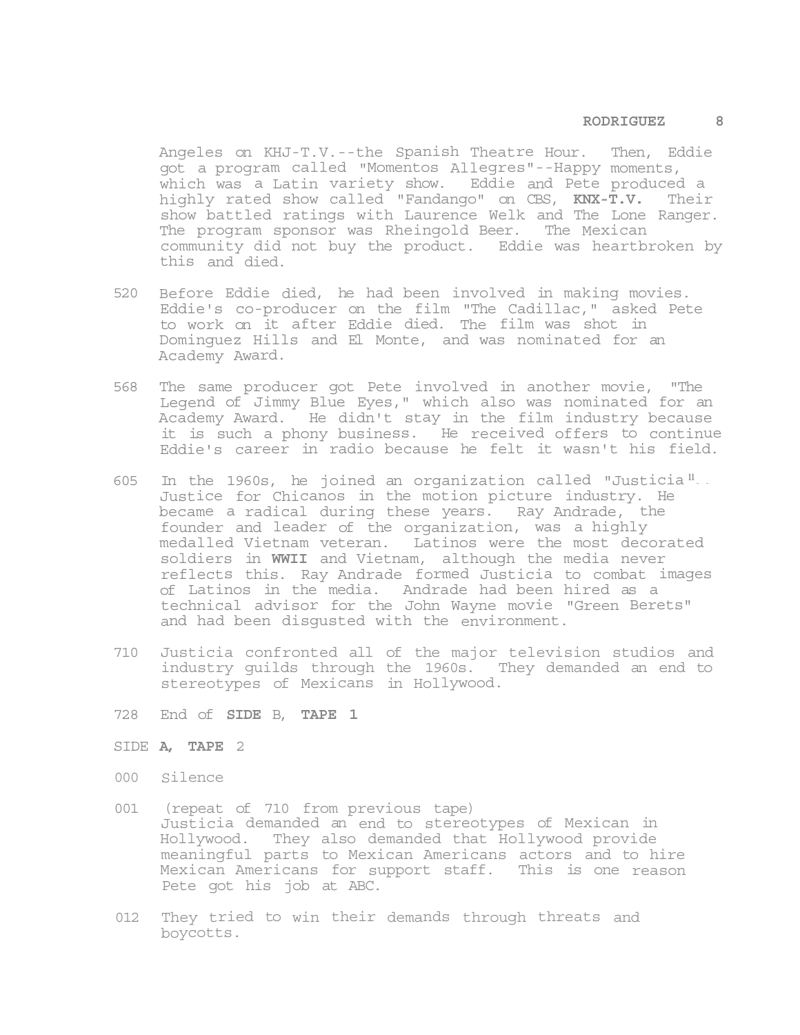Angeles on KHJ-T.V.--the Spanish Theatre Hour. Then, Eddie got a program called "Momentos Allegres"--Happy moments, which was a Latin variety show. Eddie and Pete produced a highly rated show called "Fandango" on CBS, **KNX-T.V.** Their show battled ratings with Laurence Welk and The Lone Ranger. The program sponsor was Rheingold Beer. The Mexican community did not buy the product. Eddie was heartbroken by this and died.

520 Before Eddie died, he had been involved in making movies. Eddie's co-producer on the film "The Cadillac," asked Pete to work on it after Eddie died. The film was shot in Dominguez Hills and El Monte, and was nominated for an Academy Award.

568 The same producer got Pete involved in another movie, "The Legend of Jimmy Blue Eyes," which also was nominated for an Academy Award. He didn't stay in the film industry because it is such a phony business. He received offers to continue Eddie's career in radio because he felt it wasn't his field.

605 In the 1960s, he joined an organization called "Justicia"-- Justice for Chicanos in the motion picture industry. He became a radical during these years. Ray Andrade, the founder and leader of the organization, was a highly medalled Vietnam veteran. Latinos were the most decorated soldiers in **WWII** and Vietnam, although the media never reflects this. Ray Andrade formed Justicia to combat images of Latinos in the media. Andrade had been hired as a technical advisor for the John Wayne movie "Green Berets" and had been disgusted with the environment.

710 Justicia confronted all of the major television studios and industry guilds through the 1960s. They demanded an end to stereotypes of Mexicans in Hollywood.

728 End of **SIDE** B, **TAPE 1**

SIDE **A, TAPE** 2

000 Silence

001 (repeat of 710 from previous tape)
Justicia demanded an end to stereotypes of Mexican in Hollywood. They also demanded that Hollywood provide meaningful parts to Mexican Americans actors and to hire Mexican Americans for support staff. This is one reason Pete got his job at ABC.

012 They tried to win their demands through threats and boycotts.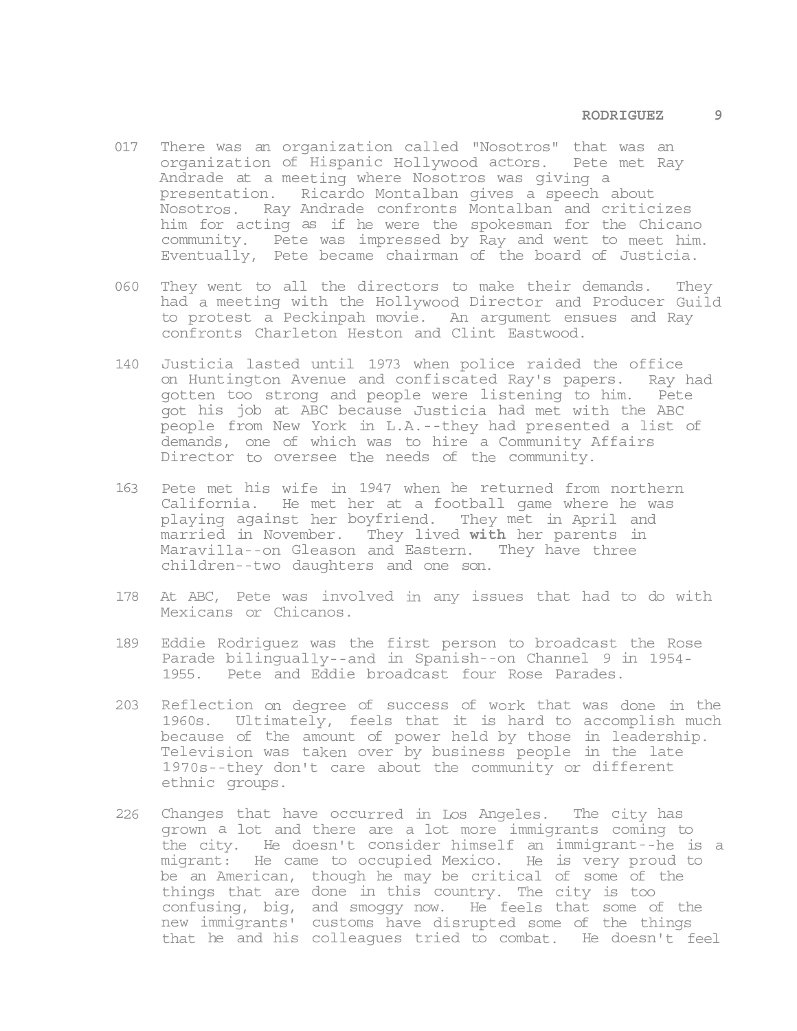017 There was an organization called "Nosotros" that was an organization of Hispanic Hollywood actors. Pete met Ray Andrade at a meeting where Nosotros was giving a presentation. Ricardo Montalban gives a speech about Nosotros. Ray Andrade confronts Montalban and criticizes him for acting as if he were the spokesman for the Chicano community. Pete was impressed by Ray and went to meet him. Eventually, Pete became chairman of the board of Justicia.

060 They went to all the directors to make their demands. They had a meeting with the Hollywood Director and Producer Guild to protest a Peckinpah movie. An argument ensues and Ray confronts Charleton Heston and Clint Eastwood.

140 Justicia lasted until 1973 when police raided the office on Huntington Avenue and confiscated Ray's papers. Ray had gotten too strong and people were listening to him. Pete got his job at ABC because Justicia had met with the ABC people from New York in L.A.--they had presented a list of demands, one of which was to hire a Community Affairs Director to oversee the needs of the community.

163 Pete met his wife in 1947 when he returned from northern California. He met her at a football game where he was playing against her boyfriend. They met in April and married in November. They lived **with** her parents in Maravilla--on Gleason and Eastern. They have three children--two daughters and one son.

178 At ABC, Pete was involved in any issues that had to do with Mexicans or Chicanos.

189 Eddie Rodriguez was the first person to broadcast the Rose Parade bilingually--and in Spanish--on Channel 9 in 1954-1955. Pete and Eddie broadcast four Rose Parades.

203 Reflection on degree of success of work that was done in the 1960s. Ultimately, feels that it is hard to accomplish much because of the amount of power held by those in leadership. Television was taken over by business people in the late 1970s--they don't care about the community or different ethnic groups.

226 Changes that have occurred in Los Angeles. The city has grown a lot and there are a lot more immigrants coming to the city. He doesn't consider himself an immigrant--he is a migrant: He came to occupied Mexico. He is very proud to be an American, though he may be critical of some of the things that are done in this country. The city is too confusing, big, and smoggy now. He feels that some of the new immigrants' customs have disrupted some of the things that he and his colleagues tried to combat. He doesn't feel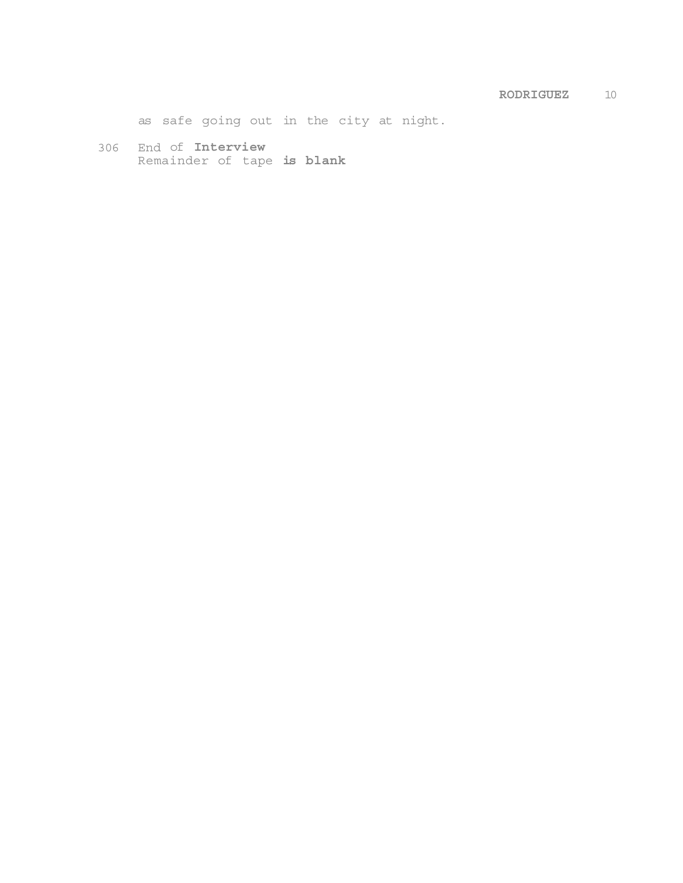as safe going out in the city at night.

306 End of **Interview**
Remainder of tape **is blank**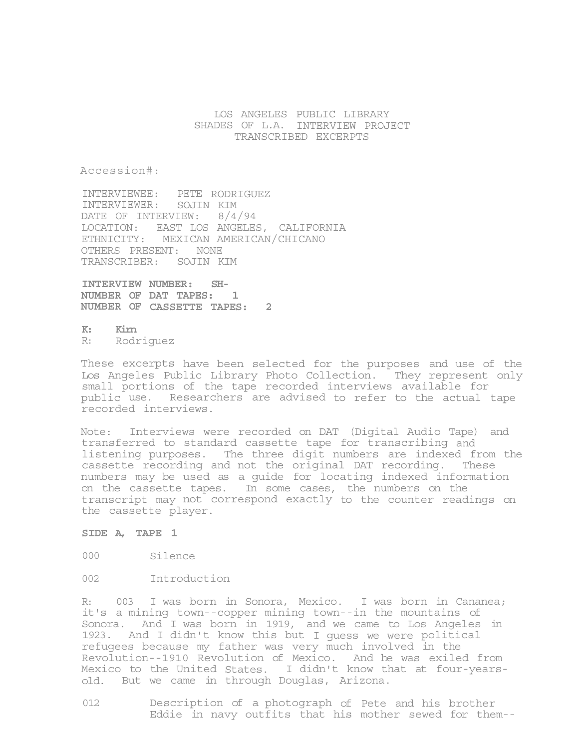LOS ANGELES PUBLIC LIBRARY
SHADES OF L.A. INTERVIEW PROJECT
TRANSCRIBED EXCERPTS

Accession#:

INTERVIEWEE: PETE RODRIGUEZ
INTERVIEWER: SOJIN KIM
DATE OF INTERVIEW: 8/4/94
LOCATION: EAST LOS ANGELES, CALIFORNIA
ETHNICITY: MEXICAN AMERICAN/CHICANO
OTHERS PRESENT: NONE
TRANSCRIBER: SOJIN KIM

**INTERVIEW NUMBER: SH-**
**NUMBER OF DAT TAPES: 1**
**NUMBER OF CASSETTE TAPES: 2**

**K: Kim**
R: Rodriguez

These excerpts have been selected for the purposes and use of the Los Angeles Public Library Photo Collection. They represent only small portions of the tape recorded interviews available for public use. Researchers are advised to refer to the actual tape recorded interviews.

Note: Interviews were recorded on DAT (Digital Audio Tape) and transferred to standard cassette tape for transcribing and listening purposes. The three digit numbers are indexed from the cassette recording and not the original DAT recording. These numbers may be used as a guide for locating indexed information on the cassette tapes. In some cases, the numbers on the transcript may not correspond exactly to the counter readings on the cassette player.

**SIDE A, TAPE 1**

000 Silence

002 Introduction

R: 003 I was born in Sonora, Mexico. I was born in Cananea; it's a mining town--copper mining town--in the mountains of Sonora. And I was born in 1919, and we came to Los Angeles in 1923. And I didn't know this but I guess we were political refugees because my father was very much involved in the Revolution--1910 Revolution of Mexico. And he was exiled from Mexico to the United States. I didn't know that at four-years-old. But we came in through Douglas, Arizona.

012 Description of a photograph of Pete and his brother Eddie in navy outfits that his mother sewed for them--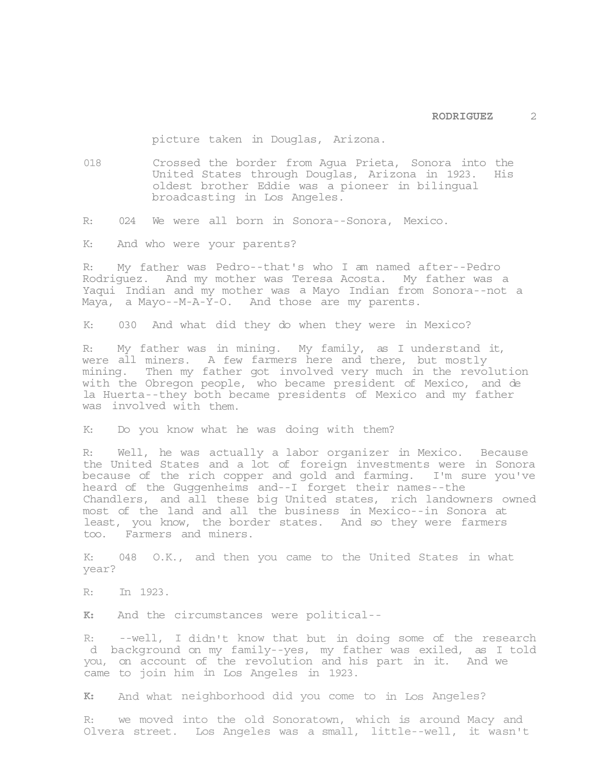picture taken in Douglas, Arizona.

018 Crossed the border from Agua Prieta, Sonora into the United States through Douglas, Arizona in 1923. His oldest brother Eddie was a pioneer in bilingual broadcasting in Los Angeles.

R: 024 We were all born in Sonora--Sonora, Mexico.

K: And who were your parents?

R: My father was Pedro--that's who I am named after--Pedro Rodriguez. And my mother was Teresa Acosta. My father was a Yaqui Indian and my mother was a Mayo Indian from Sonora--not a Maya, a Mayo--M-A-Y-O. And those are my parents.

K: 030 And what did they do when they were in Mexico?

R: My father was in mining. My family, as I understand it, were all miners. A few farmers here and there, but mostly mining. Then my father got involved very much in the revolution with the Obregon people, who became president of Mexico, and de la Huerta--they both became presidents of Mexico and my father was involved with them.

K: Do you know what he was doing with them?

R: Well, he was actually a labor organizer in Mexico. Because the United States and a lot of foreign investments were in Sonora because of the rich copper and gold and farming. I'm sure you've heard of the Guggenheims and--I forget their names--the Chandlers, and all these big United states, rich landowners owned most of the land and all the business in Mexico--in Sonora at least, you know, the border states. And so they were farmers too. Farmers and miners.

K: 048 O.K., and then you came to the United States in what year?

R: In 1923.

**K:** And the circumstances were political--

R: --well, I didn't know that but in doing some of the research d background on my family--yes, my father was exiled, as I told you, on account of the revolution and his part in it. And we came to join him in Los Angeles in 1923.

**K:** And what neighborhood did you come to in Los Angeles?

R: we moved into the old Sonoratown, which is around Macy and Olvera street. Los Angeles was a small, little--well, it wasn't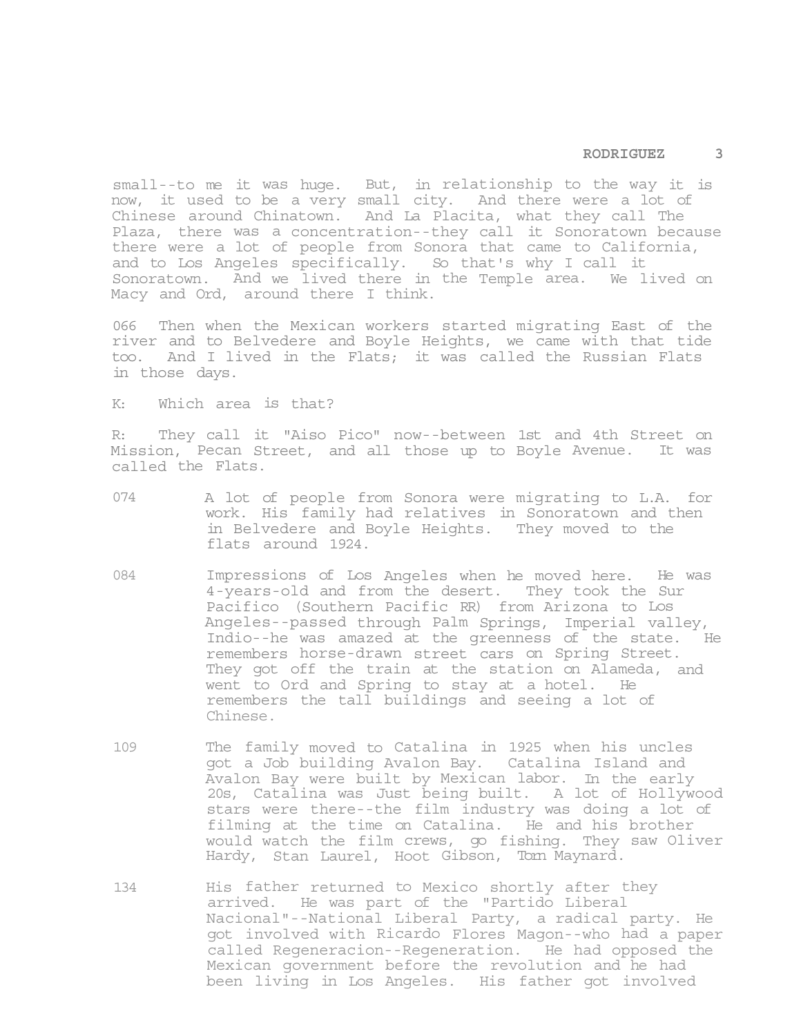small--to me it was huge. But, in relationship to the way it is now, it used to be a very small city. And there were a lot of Chinese around Chinatown. And La Placita, what they call The Plaza, there was a concentration--they call it Sonoratown because there were a lot of people from Sonora that came to California, and to Los Angeles specifically. So that's why I call it Sonoratown. And we lived there in the Temple area. We lived on Macy and Ord, around there I think.

066 Then when the Mexican workers started migrating East of the river and to Belvedere and Boyle Heights, we came with that tide too. And I lived in the Flats; it was called the Russian Flats in those days.

K: Which area is that?

R: They call it "Aiso Pico" now--between 1st and 4th Street on Mission, Pecan Street, and all those up to Boyle Avenue. It was called the Flats.

074 A lot of people from Sonora were migrating to L.A. for work. His family had relatives in Sonoratown and then in Belvedere and Boyle Heights. They moved to the flats around 1924.

084 Impressions of Los Angeles when he moved here. He was 4-years-old and from the desert. They took the Sur Pacifico (Southern Pacific RR) from Arizona to Los Angeles--passed through Palm Springs, Imperial valley, Indio--he was amazed at the greenness of the state. He remembers horse-drawn street cars on Spring Street. They got off the train at the station on Alameda, and went to Ord and Spring to stay at a hotel. He remembers the tall buildings and seeing a lot of Chinese.

109 The family moved to Catalina in 1925 when his uncles got a Job building Avalon Bay. Catalina Island and Avalon Bay were built by Mexican labor. In the early 20s, Catalina was Just being built. A lot of Hollywood stars were there--the film industry was doing a lot of filming at the time on Catalina. He and his brother would watch the film crews, go fishing. They saw Oliver Hardy, Stan Laurel, Hoot Gibson, Tom Maynard.

134 His father returned to Mexico shortly after they arrived. He was part of the "Partido Liberal Nacional"--National Liberal Party, a radical party. He got involved with Ricardo Flores Magon--who had a paper called Regeneracion--Regeneration. He had opposed the Mexican government before the revolution and he had been living in Los Angeles. His father got involved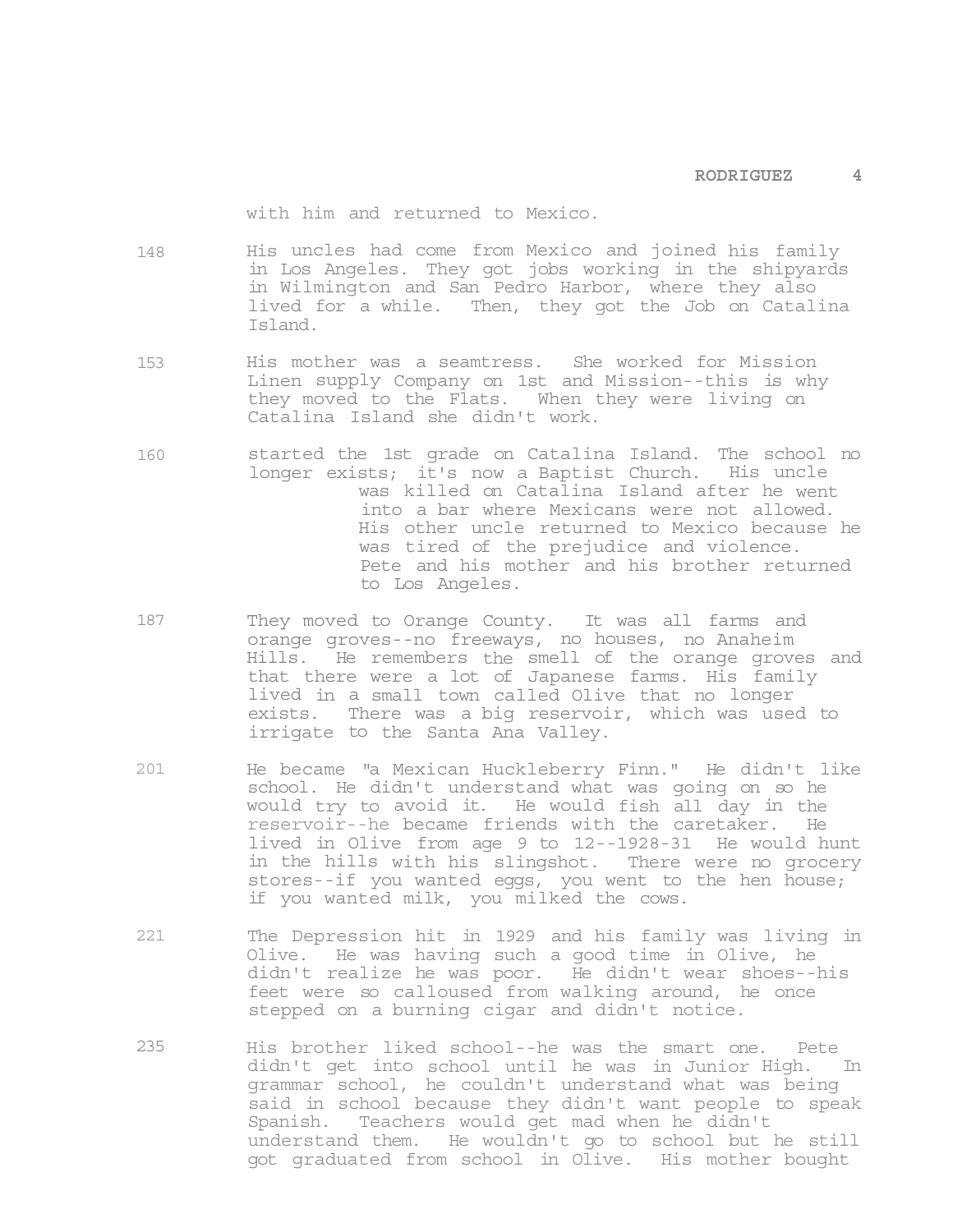with him and returned to Mexico.

148 His uncles had come from Mexico and joined his family in Los Angeles. They got jobs working in the shipyards in Wilmington and San Pedro Harbor, where they also lived for a while. Then, they got the Job on Catalina Island.

153 His mother was a seamtress. She worked for Mission Linen supply Company on 1st and Mission--this is why they moved to the Flats. When they were living on Catalina Island she didn't work.

160 started the 1st grade on Catalina Island. The school no longer exists; it's now a Baptist Church. His uncle was killed on Catalina Island after he went into a bar where Mexicans were not allowed. His other uncle returned to Mexico because he was tired of the prejudice and violence. Pete and his mother and his brother returned to Los Angeles.

187 They moved to Orange County. It was all farms and orange groves--no freeways, no houses, no Anaheim Hills. He remembers the smell of the orange groves and that there were a lot of Japanese farms. His family lived in a small town called Olive that no longer exists. There was a big reservoir, which was used to irrigate to the Santa Ana Valley.

201 He became "a Mexican Huckleberry Finn." He didn't like school. He didn't understand what was going on so he would try to avoid it. He would fish all day in the reservoir--he became friends with the caretaker. He lived in Olive from age 9 to 12--1928-31 He would hunt in the hills with his slingshot. There were no grocery stores--if you wanted eggs, you went to the hen house; if you wanted milk, you milked the cows.

221 The Depression hit in 1929 and his family was living in Olive. He was having such a good time in Olive, he didn't realize he was poor. He didn't wear shoes--his feet were so calloused from walking around, he once stepped on a burning cigar and didn't notice.

235 His brother liked school--he was the smart one. Pete didn't get into school until he was in Junior High. In grammar school, he couldn't understand what was being said in school because they didn't want people to speak Spanish. Teachers would get mad when he didn't understand them. He wouldn't go to school but he still got graduated from school in Olive. His mother bought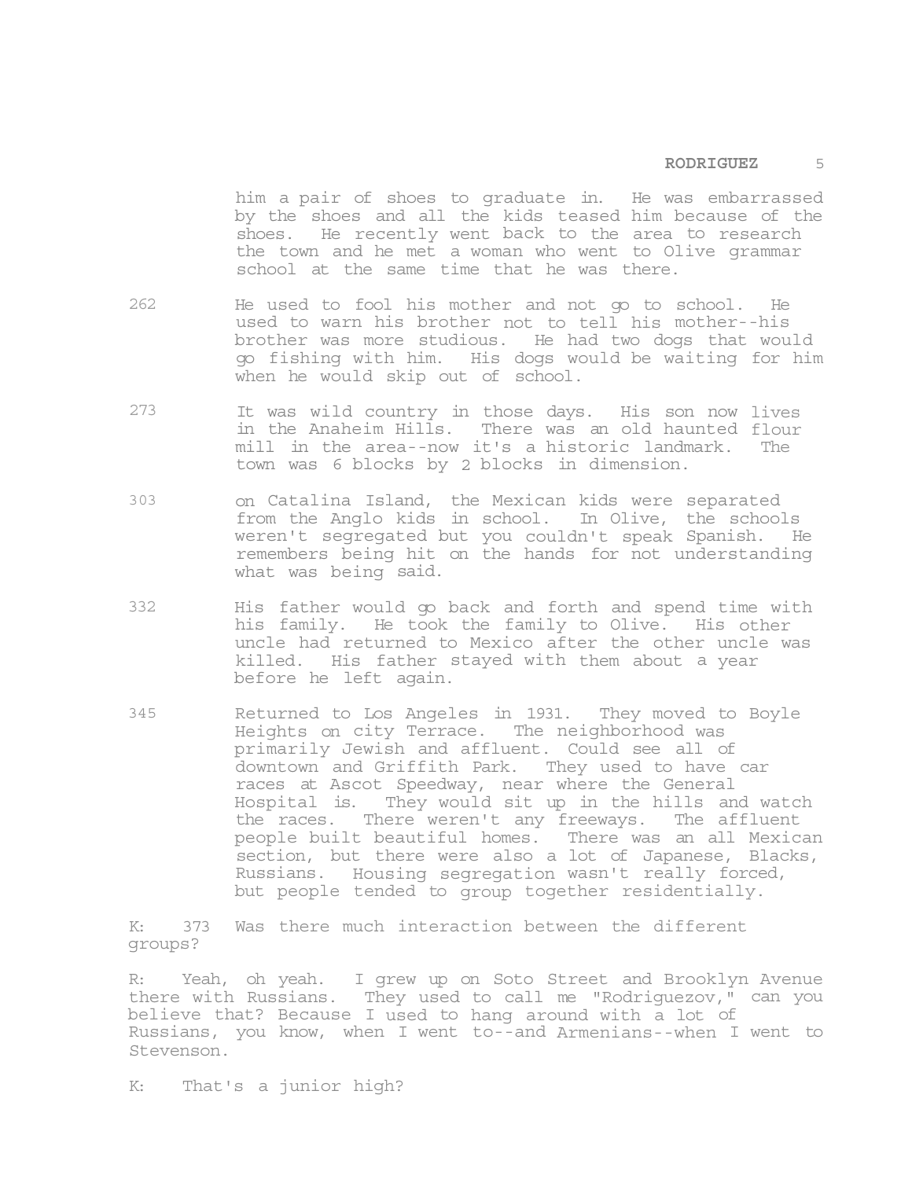him a pair of shoes to graduate in. He was embarrassed by the shoes and all the kids teased him because of the shoes. He recently went back to the area to research the town and he met a woman who went to Olive grammar school at the same time that he was there.

262 He used to fool his mother and not go to school. He used to warn his brother not to tell his mother--his brother was more studious. He had two dogs that would go fishing with him. His dogs would be waiting for him when he would skip out of school.

273 It was wild country in those days. His son now lives in the Anaheim Hills. There was an old haunted flour mill in the area--now it's a historic landmark. The town was 6 blocks by 2 blocks in dimension.

303 on Catalina Island, the Mexican kids were separated from the Anglo kids in school. In Olive, the schools weren't segregated but you couldn't speak Spanish. He remembers being hit on the hands for not understanding what was being said.

332 His father would go back and forth and spend time with his family. He took the family to Olive. His other uncle had returned to Mexico after the other uncle was killed. His father stayed with them about a year before he left again.

345 Returned to Los Angeles in 1931. They moved to Boyle Heights on city Terrace. The neighborhood was primarily Jewish and affluent. Could see all of downtown and Griffith Park. They used to have car races at Ascot Speedway, near where the General Hospital is. They would sit up in the hills and watch the races. There weren't any freeways. The affluent people built beautiful homes. There was an all Mexican section, but there were also a lot of Japanese, Blacks, Russians. Housing segregation wasn't really forced, but people tended to group together residentially.

K: 373 Was there much interaction between the different groups?

R: Yeah, oh yeah. I grew up on Soto Street and Brooklyn Avenue there with Russians. They used to call me "Rodriguezov," can you believe that? Because I used to hang around with a lot of Russians, you know, when I went to--and Armenians--when I went to Stevenson.

K: That's a junior high?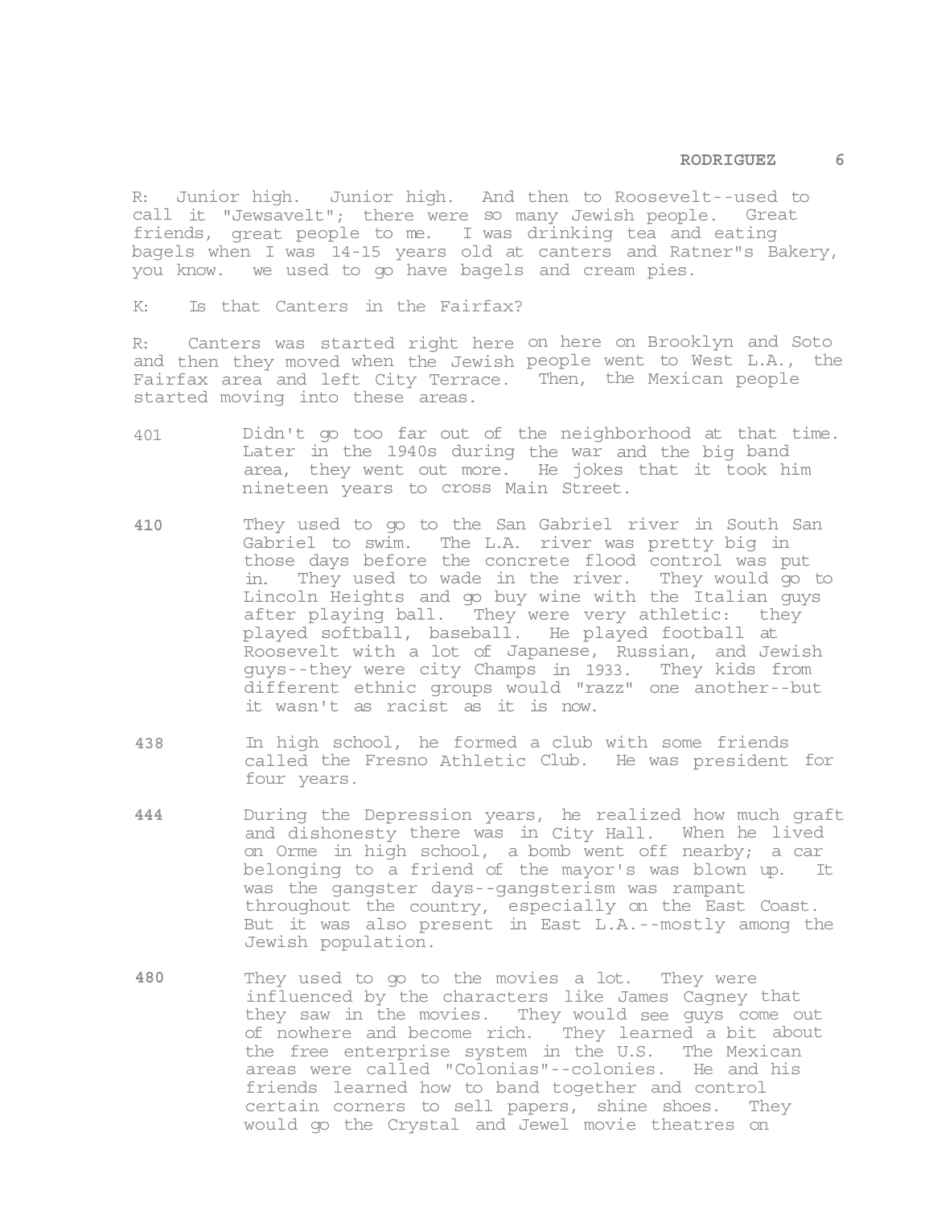R: Junior high. Junior high. And then to Roosevelt--used to call it "Jewsavelt"; there were so many Jewish people. Great friends, great people to me. I was drinking tea and eating bagels when I was 14-15 years old at canters and Ratner"s Bakery, you know. we used to go have bagels and cream pies.

K: Is that Canters in the Fairfax?

R: Canters was started right here on here on Brooklyn and Soto and then they moved when the Jewish people went to West L.A., the Fairfax area and left City Terrace. Then, the Mexican people started moving into these areas.

401 Didn't go too far out of the neighborhood at that time. Later in the 1940s during the war and the big band area, they went out more. He jokes that it took him nineteen years to cross Main Street.

410 They used to go to the San Gabriel river in South San Gabriel to swim. The L.A. river was pretty big in those days before the concrete flood control was put in. They used to wade in the river. They would go to Lincoln Heights and go buy wine with the Italian guys after playing ball. They were very athletic: they played softball, baseball. He played football at Roosevelt with a lot of Japanese, Russian, and Jewish guys--they were city Champs in 1933. They kids from different ethnic groups would "razz" one another--but it wasn't as racist as it is now.

438 In high school, he formed a club with some friends called the Fresno Athletic Club. He was president for four years.

444 During the Depression years, he realized how much graft and dishonesty there was in City Hall. When he lived on Orme in high school, a bomb went off nearby; a car belonging to a friend of the mayor's was blown up. It was the gangster days--gangsterism was rampant throughout the country, especially on the East Coast. But it was also present in East L.A.--mostly among the Jewish population.

480 They used to go to the movies a lot. They were influenced by the characters like James Cagney that they saw in the movies. They would see guys come out of nowhere and become rich. They learned a bit about the free enterprise system in the U.S. The Mexican areas were called "Colonias"--colonies. He and his friends learned how to band together and control certain corners to sell papers, shine shoes. They would go the Crystal and Jewel movie theatres on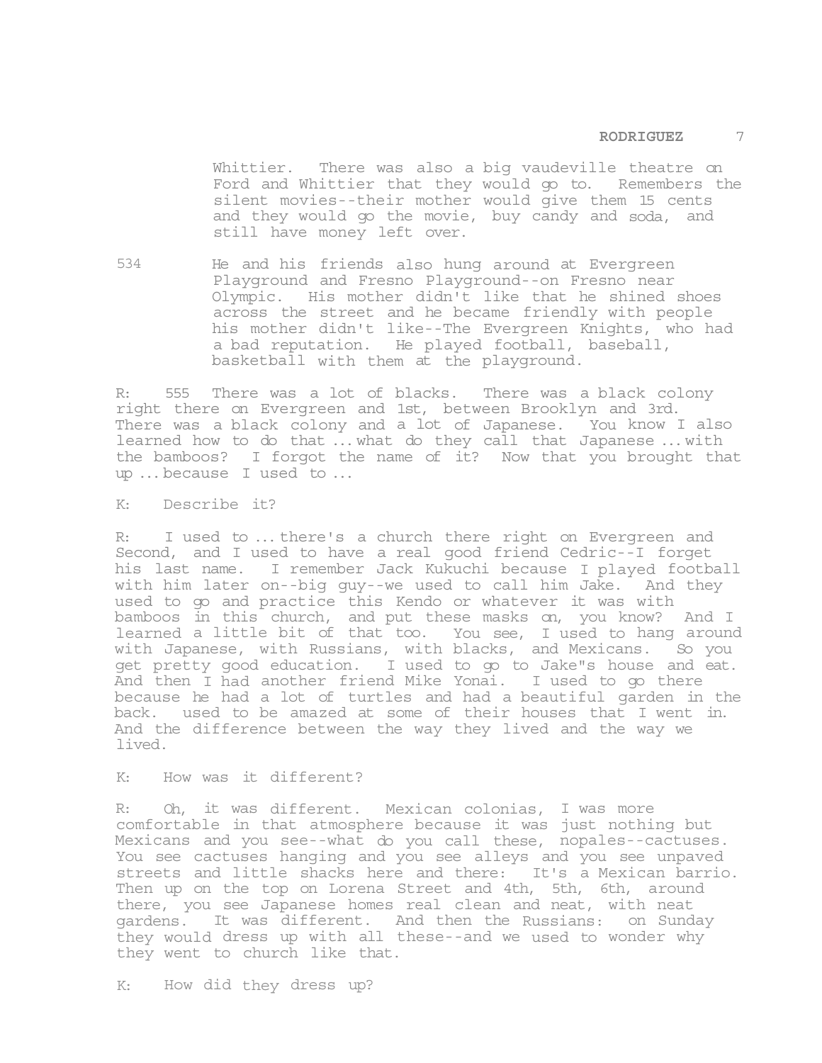Whittier. There was also a big vaudeville theatre on Ford and Whittier that they would go to. Remembers the silent movies--their mother would give them 15 cents and they would go the movie, buy candy and soda, and still have money left over.

534 He and his friends also hung around at Evergreen Playground and Fresno Playground--on Fresno near Olympic. His mother didn't like that he shined shoes across the street and he became friendly with people his mother didn't like--The Evergreen Knights, who had a bad reputation. He played football, baseball, basketball with them at the playground.

R: 555 There was a lot of blacks. There was a black colony right there on Evergreen and 1st, between Brooklyn and 3rd. There was a black colony and a lot of Japanese. You know I also learned how to do that ... what do they call that Japanese ... with the bamboos? I forgot the name of it? Now that you brought that up ... because I used to ...

K: Describe it?

R: I used to ... there's a church there right on Evergreen and Second, and I used to have a real good friend Cedric--I forget his last name. I remember Jack Kukuchi because I played football with him later on--big guy--we used to call him Jake. And they used to go and practice this Kendo or whatever it was with bamboos in this church, and put these masks on, you know? And I learned a little bit of that too. You see, I used to hang around with Japanese, with Russians, with blacks, and Mexicans. So you get pretty good education. I used to go to Jake"s house and eat. And then I had another friend Mike Yonai. I used to go there because he had a lot of turtles and had a beautiful garden in the back. used to be amazed at some of their houses that I went in. And the difference between the way they lived and the way we lived.

K: How was it different?

R: Oh, it was different. Mexican colonias, I was more comfortable in that atmosphere because it was just nothing but Mexicans and you see--what do you call these, nopales--cactuses. You see cactuses hanging and you see alleys and you see unpaved streets and little shacks here and there: It's a Mexican barrio. Then up on the top on Lorena Street and 4th, 5th, 6th, around there, you see Japanese homes real clean and neat, with neat gardens. It was different. And then the Russians: on Sunday they would dress up with all these--and we used to wonder why they went to church like that.

K: How did they dress up?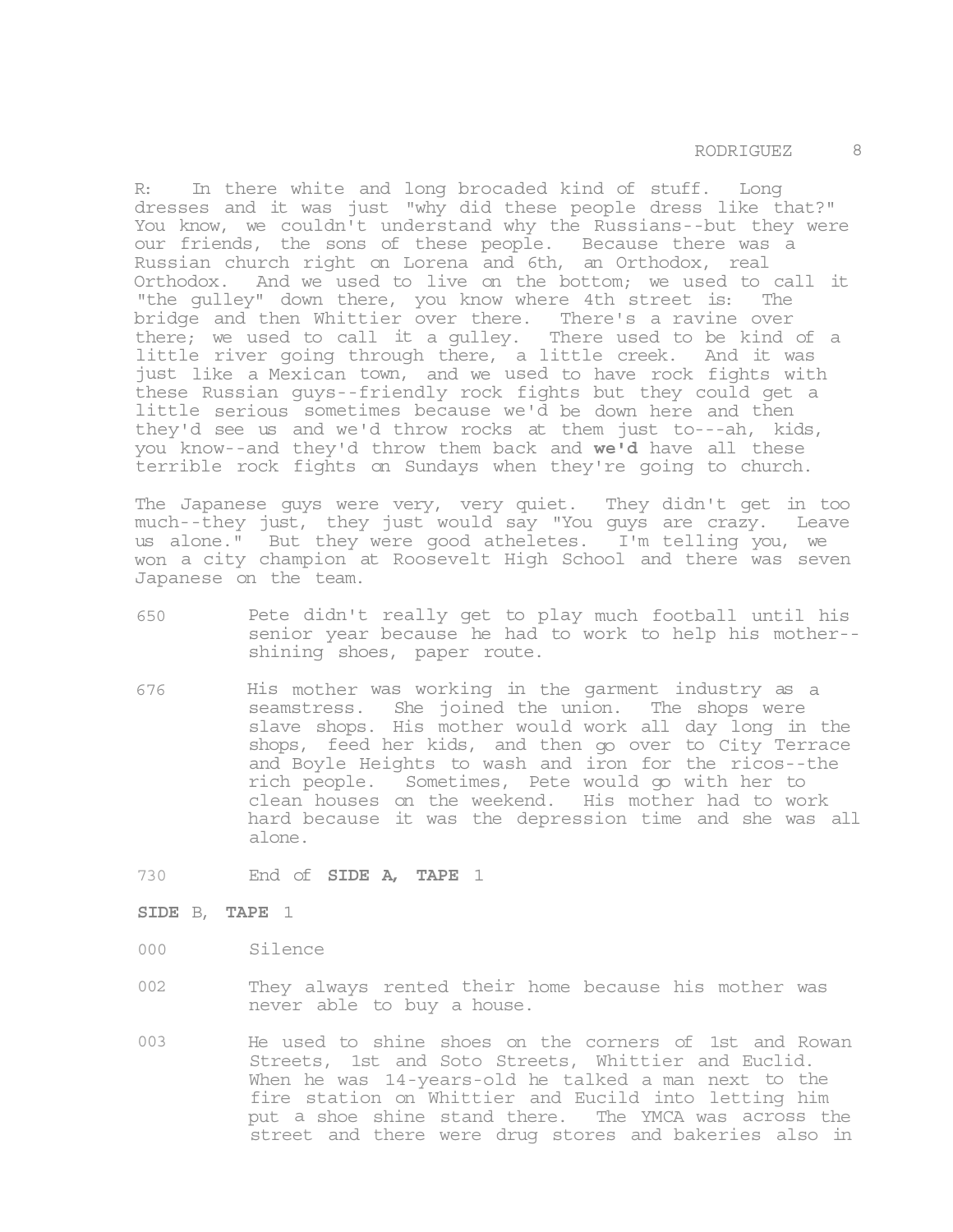R: In there white and long brocaded kind of stuff. Long dresses and it was just "why did these people dress like that?" You know, we couldn't understand why the Russians--but they were our friends, the sons of these people. Because there was a Russian church right on Lorena and 6th, an Orthodox, real Orthodox. And we used to live on the bottom; we used to call it "the gulley" down there, you know where 4th street is: The bridge and then Whittier over there. There's a ravine over there; we used to call it a gulley. There used to be kind of a little river going through there, a little creek. And it was just like a Mexican town, and we used to have rock fights with these Russian guys--friendly rock fights but they could get a little serious sometimes because we'd be down here and then they'd see us and we'd throw rocks at them just to---ah, kids, you know--and they'd throw them back and **we'd** have all these terrible rock fights on Sundays when they're going to church.

The Japanese guys were very, very quiet. They didn't get in too much--they just, they just would say "You guys are crazy. Leave us alone." But they were good atheletes. I'm telling you, we won a city champion at Roosevelt High School and there was seven Japanese on the team.

650 Pete didn't really get to play much football until his senior year because he had to work to help his mother--shining shoes, paper route.

676 His mother was working in the garment industry as a seamstress. She joined the union. The shops were slave shops. His mother would work all day long in the shops, feed her kids, and then go over to City Terrace and Boyle Heights to wash and iron for the ricos--the rich people. Sometimes, Pete would go with her to clean houses on the weekend. His mother had to work hard because it was the depression time and she was all alone.

730 End of **SIDE A, TAPE** 1

**SIDE** B, **TAPE** 1

000 Silence

002 They always rented their home because his mother was never able to buy a house.

003 He used to shine shoes on the corners of 1st and Rowan Streets, 1st and Soto Streets, Whittier and Euclid. When he was 14-years-old he talked a man next to the fire station on Whittier and Eucild into letting him put a shoe shine stand there. The YMCA was across the street and there were drug stores and bakeries also in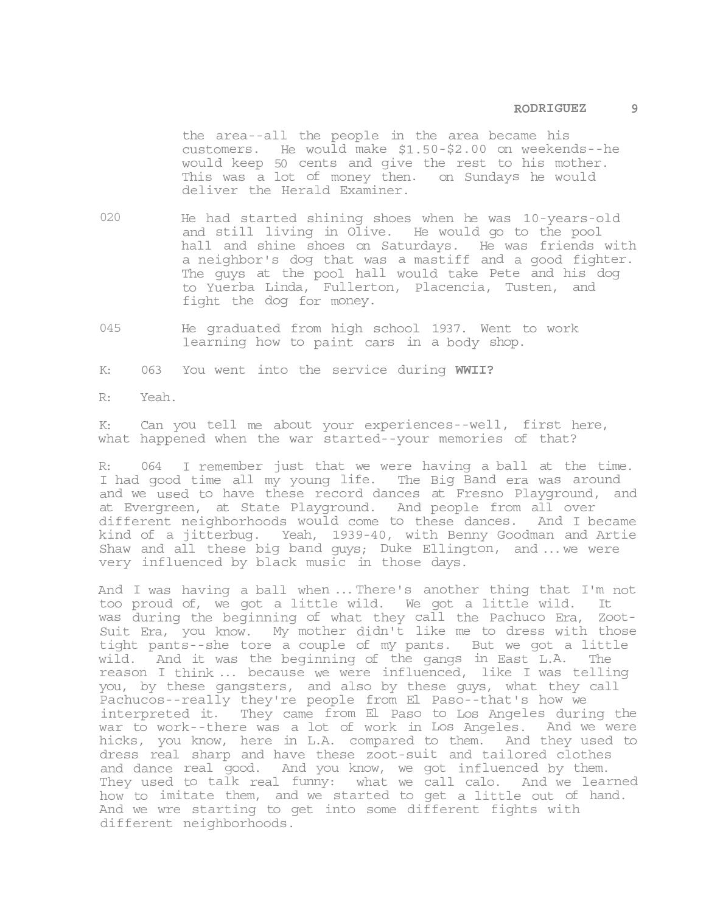the area--all the people in the area became his customers. He would make $1.50-$2.00 on weekends--he would keep 50 cents and give the rest to his mother. This was a lot of money then. on Sundays he would deliver the Herald Examiner.

020 He had started shining shoes when he was 10-years-old and still living in Olive. He would go to the pool hall and shine shoes on Saturdays. He was friends with a neighbor's dog that was a mastiff and a good fighter. The guys at the pool hall would take Pete and his dog to Yuerba Linda, Fullerton, Placencia, Tusten, and fight the dog for money.

045 He graduated from high school 1937. Went to work learning how to paint cars in a body shop.

K: 063 You went into the service during **WWII?**

R: Yeah.

K: Can you tell me about your experiences--well, first here, what happened when the war started--your memories of that?

R: 064 I remember just that we were having a ball at the time. I had good time all my young life. The Big Band era was around and we used to have these record dances at Fresno Playground, and at Evergreen, at State Playground. And people from all over different neighborhoods would come to these dances. And I became kind of a jitterbug. Yeah, 1939-40, with Benny Goodman and Artie Shaw and all these big band guys; Duke Ellington, and ... we were very influenced by black music in those days.

And I was having a ball when ... There's another thing that I'm not too proud of, we got a little wild. We got a little wild. It was during the beginning of what they call the Pachuco Era, Zoot-Suit Era, you know. My mother didn't like me to dress with those tight pants--she tore a couple of my pants. But we got a little wild. And it was the beginning of the gangs in East L.A. The reason I think ... because we were influenced, like I was telling you, by these gangsters, and also by these guys, what they call Pachucos--really they're people from El Paso--that's how we interpreted it. They came from El Paso to Los Angeles during the war to work--there was a lot of work in Los Angeles. And we were hicks, you know, here in L.A. compared to them. And they used to dress real sharp and have these zoot-suit and tailored clothes and dance real good. And you know, we got influenced by them. They used to talk real funny: what we call calo. And we learned how to imitate them, and we started to get a little out of hand. And we wre starting to get into some different fights with different neighborhoods.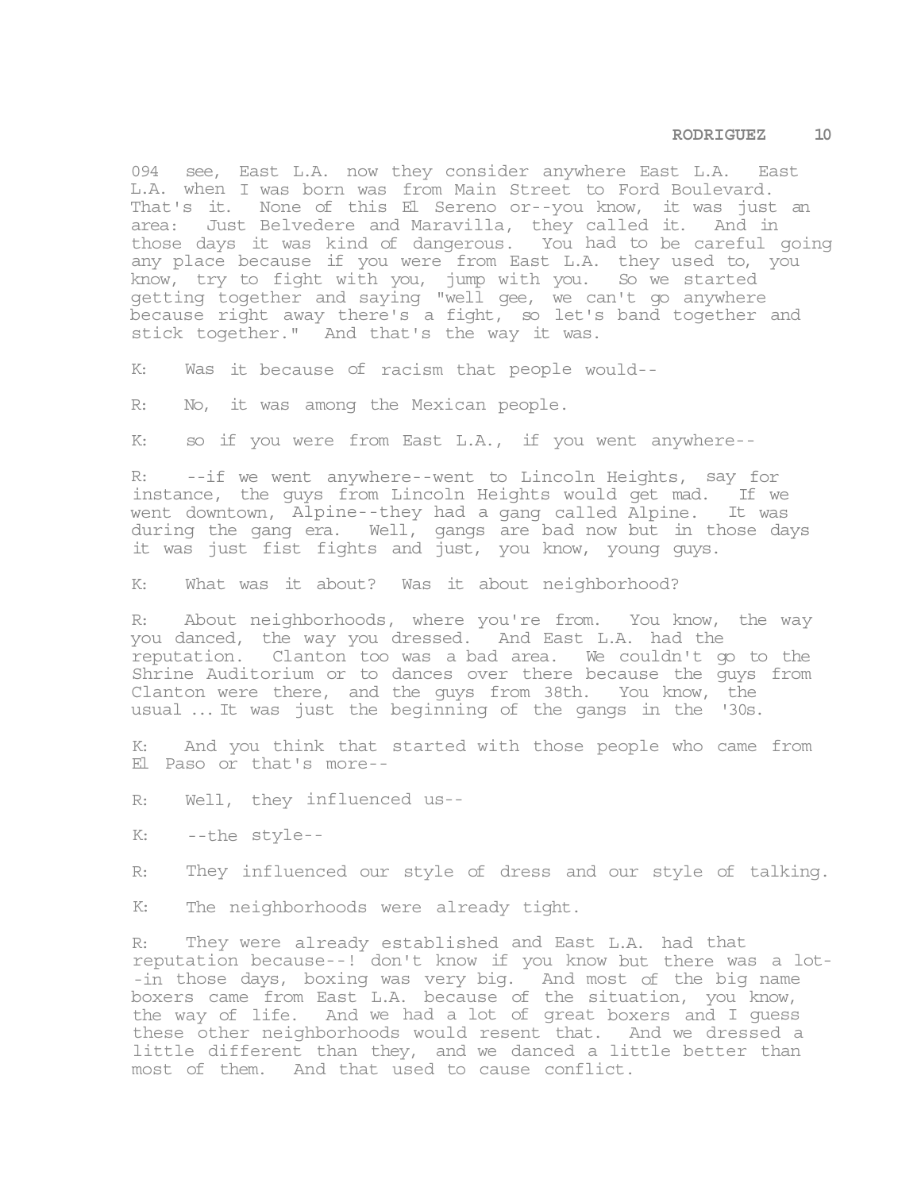094 see, East L.A. now they consider anywhere East L.A. East L.A. when I was born was from Main Street to Ford Boulevard. That's it. None of this El Sereno or--you know, it was just an area: Just Belvedere and Maravilla, they called it. And in those days it was kind of dangerous. You had to be careful going any place because if you were from East L.A. they used to, you know, try to fight with you, jump with you. So we started getting together and saying "well gee, we can't go anywhere because right away there's a fight, so let's band together and stick together." And that's the way it was.

K: Was it because of racism that people would--

R: No, it was among the Mexican people.

K: so if you were from East L.A., if you went anywhere--

R: --if we went anywhere--went to Lincoln Heights, say for instance, the guys from Lincoln Heights would get mad. If we went downtown, Alpine--they had a gang called Alpine. It was during the gang era. Well, gangs are bad now but in those days it was just fist fights and just, you know, young guys.

K: What was it about? Was it about neighborhood?

R: About neighborhoods, where you're from. You know, the way you danced, the way you dressed. And East L.A. had the reputation. Clanton too was a bad area. We couldn't go to the Shrine Auditorium or to dances over there because the guys from Clanton were there, and the guys from 38th. You know, the usual ... It was just the beginning of the gangs in the '30s.

K: And you think that started with those people who came from El Paso or that's more--

R: Well, they influenced us--

K: --the style--

R: They influenced our style of dress and our style of talking.

K: The neighborhoods were already tight.

R: They were already established and East L.A. had that reputation because--! don't know if you know but there was a lot--in those days, boxing was very big. And most of the big name boxers came from East L.A. because of the situation, you know, the way of life. And we had a lot of great boxers and I guess these other neighborhoods would resent that. And we dressed a little different than they, and we danced a little better than most of them. And that used to cause conflict.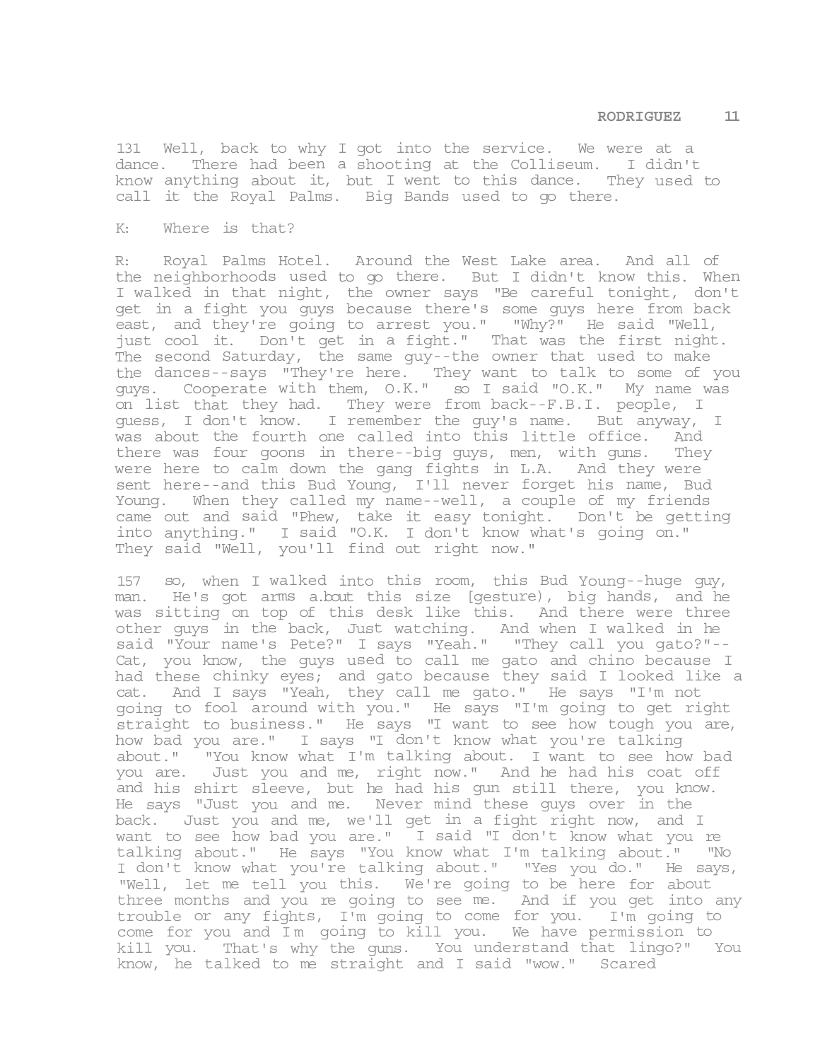131 Well, back to why I got into the service. We were at a dance. There had been a shooting at the Colliseum. I didn't know anything about it, but I went to this dance. They used to call it the Royal Palms. Big Bands used to go there.

K: Where is that?

R: Royal Palms Hotel. Around the West Lake area. And all of the neighborhoods used to go there. But I didn't know this. When I walked in that night, the owner says "Be careful tonight, don't get in a fight you guys because there's some guys here from back east, and they're going to arrest you." "Why?" He said "Well, just cool it. Don't get in a fight." That was the first night. The second Saturday, the same guy--the owner that used to make the dances--says "They're here. They want to talk to some of you guys. Cooperate with them, O.K." so I said "O.K." My name was on list that they had. They were from back--F.B.I. people, I guess, I don't know. I remember the guy's name. But anyway, I was about the fourth one called into this little office. And there was four goons in there--big guys, men, with guns. They were here to calm down the gang fights in L.A. And they were sent here--and this Bud Young, I'll never forget his name, Bud Young. When they called my name--well, a couple of my friends came out and said "Phew, take it easy tonight. Don't be getting into anything." I said "O.K. I don't know what's going on." They said "Well, you'll find out right now."

157 so, when I walked into this room, this Bud Young--huge guy, man. He's got arms a.bout this size [gesture), big hands, and he was sitting on top of this desk like this. And there were three other guys in the back, Just watching. And when I walked in he said "Your name's Pete?" I says "Yeah." "They call you gato?"--Cat, you know, the guys used to call me gato and chino because I had these chinky eyes; and gato because they said I looked like a cat. And I says "Yeah, they call me gato." He says "I'm not going to fool around with you." He says "I'm going to get right straight to business." He says "I want to see how tough you are, how bad you are." I says "I don't know what you're talking about." "You know what I'm talking about. I want to see how bad you are. Just you and me, right now." And he had his coat off and his shirt sleeve, but he had his gun still there, you know. He says "Just you and me. Never mind these guys over in the back. Just you and me, we'll get in a fight right now, and I want to see how bad you are." I said "I don't know what you re talking about." He says "You know what I'm talking about." "No I don't know what you're talking about." "Yes you do." He says, "Well, let me tell you this. We're going to be here for about three months and you re going to see me. And if you get into any trouble or any fights, I'm going to come for you. I'm going to come for you and I m going to kill you. We have permission to kill you. That's why the guns. You understand that lingo?" You know, he talked to me straight and I said "wow." Scared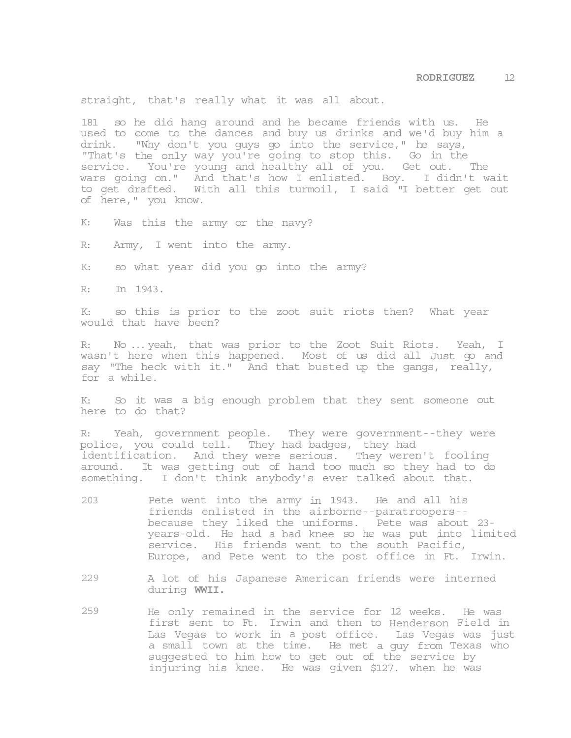straight, that's really what it was all about.

181 so he did hang around and he became friends with us. He used to come to the dances and buy us drinks and we'd buy him a drink. "Why don't you guys go into the service," he says, "That's the only way you're going to stop this. Go in the service. You're young and healthy all of you. Get out. The wars going on." And that's how I enlisted. Boy. I didn't wait to get drafted. With all this turmoil, I said "I better get out of here," you know.

K: Was this the army or the navy?

R: Army, I went into the army.

K: so what year did you go into the army?

R: In 1943.

K: so this is prior to the zoot suit riots then? What year would that have been?

R: No ... yeah, that was prior to the Zoot Suit Riots. Yeah, I wasn't here when this happened. Most of us did all Just go and say "The heck with it." And that busted up the gangs, really, for a while.

K: So it was a big enough problem that they sent someone out here to do that?

R: Yeah, government people. They were government--they were police, you could tell. They had badges, they had identification. And they were serious. They weren't fooling around. It was getting out of hand too much so they had to do something. I don't think anybody's ever talked about that.

203 Pete went into the army in 1943. He and all his friends enlisted in the airborne--paratroopers--because they liked the uniforms. Pete was about 23-years-old. He had a bad knee so he was put into limited service. His friends went to the south Pacific, Europe, and Pete went to the post office in Ft. Irwin.

229 A lot of his Japanese American friends were interned during **WWII.**

259 He only remained in the service for 12 weeks. He was first sent to Ft. Irwin and then to Henderson Field in Las Vegas to work in a post office. Las Vegas was just a small town at the time. He met a guy from Texas who suggested to him how to get out of the service by injuring his knee. He was given $127. when he was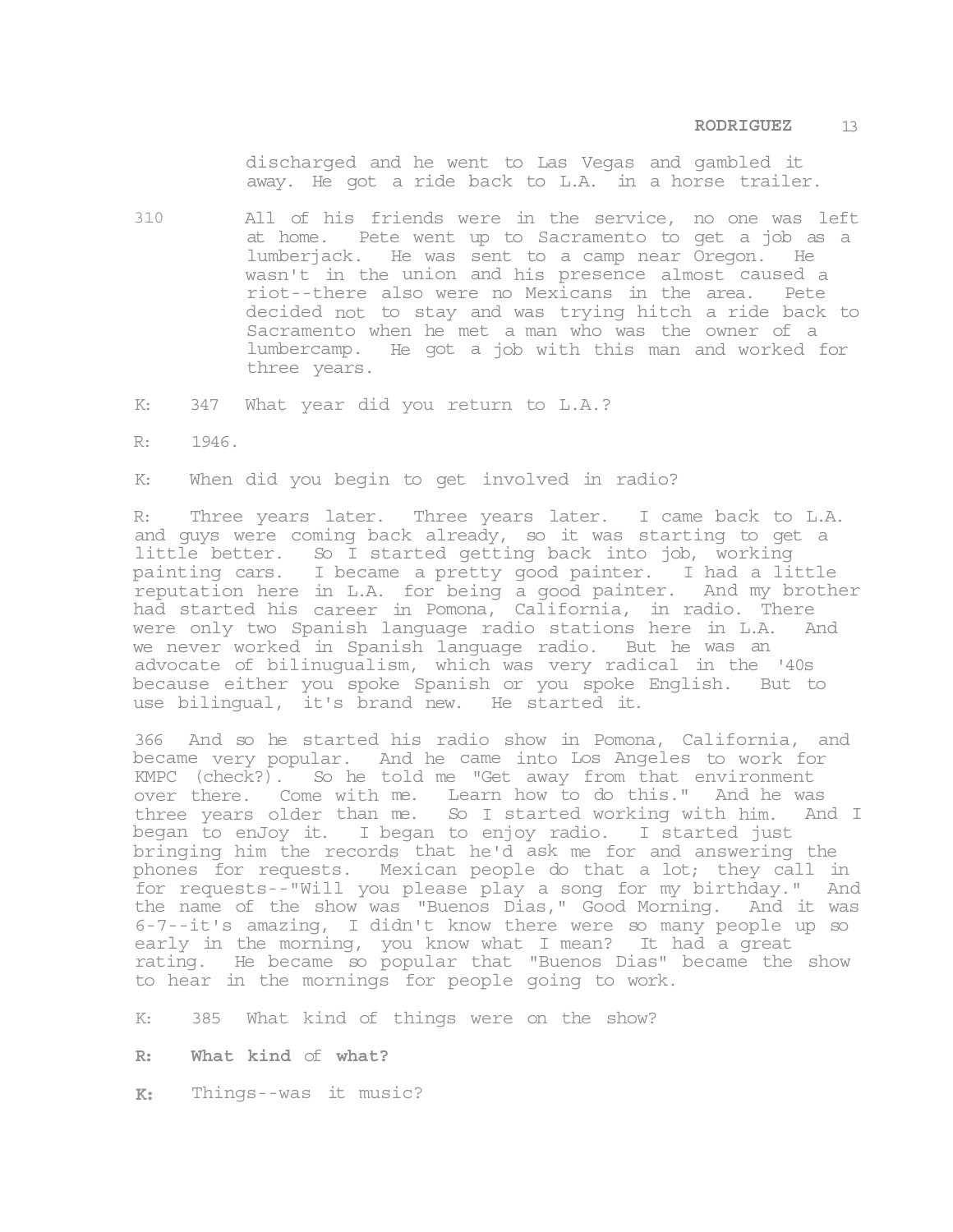discharged and he went to Las Vegas and gambled it away. He got a ride back to L.A. in a horse trailer.

310 All of his friends were in the service, no one was left at home. Pete went up to Sacramento to get a job as a lumberjack. He was sent to a camp near Oregon. He wasn't in the union and his presence almost caused a riot--there also were no Mexicans in the area. Pete decided not to stay and was trying hitch a ride back to Sacramento when he met a man who was the owner of a lumbercamp. He got a job with this man and worked for three years.

K: 347 What year did you return to L.A.?

R: 1946.

K: When did you begin to get involved in radio?

R: Three years later. Three years later. I came back to L.A. and guys were coming back already, so it was starting to get a little better. So I started getting back into job, working painting cars. I became a pretty good painter. I had a little reputation here in L.A. for being a good painter. And my brother had started his career in Pomona, California, in radio. There were only two Spanish language radio stations here in L.A. And we never worked in Spanish language radio. But he was an advocate of bilinugualism, which was very radical in the '40s because either you spoke Spanish or you spoke English. But to use bilingual, it's brand new. He started it.

366 And so he started his radio show in Pomona, California, and became very popular. And he came into Los Angeles to work for KMPC (check?). So he told me "Get away from that environment over there. Come with me. Learn how to do this." And he was three years older than me. So I started working with him. And I began to enJoy it. I began to enjoy radio. I started just bringing him the records that he'd ask me for and answering the phones for requests. Mexican people do that a lot; they call in for requests--"Will you please play a song for my birthday." And the name of the show was "Buenos Dias," Good Morning. And it was 6-7--it's amazing, I didn't know there were so many people up so early in the morning, you know what I mean? It had a great rating. He became so popular that "Buenos Dias" became the show to hear in the mornings for people going to work.

K: 385 What kind of things were on the show?

**R: What kind** of **what?**

**K:** Things--was it music?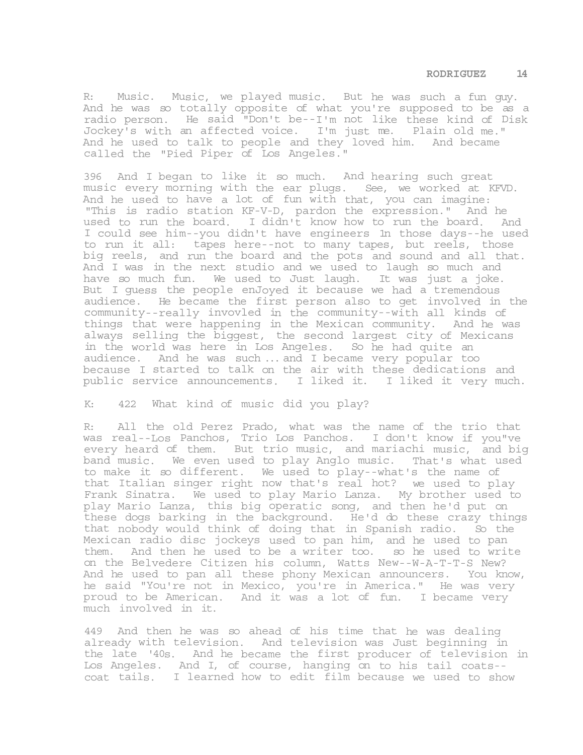R: Music. Music, we played music. But he was such a fun guy. And he was so totally opposite of what you're supposed to be as a radio person. He said "Don't be--I'm not like these kind of Disk Jockey's with an affected voice. I'm just me. Plain old me." And he used to talk to people and they loved him. And became called the "Pied Piper of Los Angeles."

396 And I began to like it so much. And hearing such great music every morning with the ear plugs. See, we worked at KFVD. And he used to have a lot of fun with that, you can imagine: "This is radio station KF-V-D, pardon the expression." And he used to run the board. I didn't know how to run the board. And I could see him--you didn't have engineers 1n those days--he used to run it all: tapes here--not to many tapes, but reels, those big reels, and run the board and the pots and sound and all that. And I was in the next studio and we used to laugh so much and have so much fun. We used to Just laugh. It was just a joke. But I guess the people enJoyed it because we had a tremendous audience. He became the first person also to get involved in the community--really invovled in the community--with all kinds of things that were happening in the Mexican community. And he was always selling the biggest, the second largest city of Mexicans in the world was here in Los Angeles. So he had quite an audience. And he was such ... and I became very popular too because I started to talk on the air with these dedications and public service announcements. I liked it. I liked it very much.

K: 422 What kind of music did you play?

R: All the old Perez Prado, what was the name of the trio that was real--Los Panchos, Trio Los Panchos. I don't know if you"ve every heard of them. But trio music, and mariachi music, and big band music. We even used to play Anglo music. That's what used to make it so different. We used to play--what's the name of that Italian singer right now that's real hot? we used to play Frank Sinatra. We used to play Mario Lanza. My brother used to play Mario Lanza, this big operatic song, and then he'd put on these dogs barking in the background. He'd do these crazy things that nobody would think of doing that in Spanish radio. So the Mexican radio disc jockeys used to pan him, and he used to pan them. And then he used to be a writer too. so he used to write on the Belvedere Citizen his column, Watts New--W-A-T-T-S New? And he used to pan all these phony Mexican announcers. You know, he said "You're not in Mexico, you're in America." He was very proud to be American. And it was a lot of fun. I became very much involved in it.

449 And then he was so ahead of his time that he was dealing already with television. And television was Just beginning in the late '40s. And he became the first producer of television in Los Angeles. And I, of course, hanging on to his tail coats--coat tails. I learned how to edit film because we used to show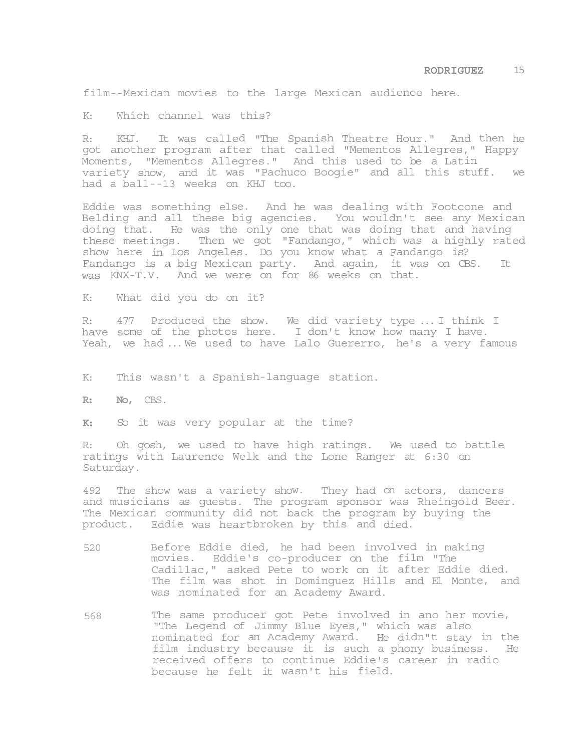film--Mexican movies to the large Mexican audience here.

K: Which channel was this?

R: KHJ. It was called "The Spanish Theatre Hour." And then he got another program after that called "Mementos Allegres," Happy Moments, "Mementos Allegres." And this used to be a Latin variety show, and it was "Pachuco Boogie" and all this stuff. we had a ball--13 weeks on KHJ too.

Eddie was something else. And he was dealing with Footcone and Belding and all these big agencies. You wouldn't see any Mexican doing that. He was the only one that was doing that and having these meetings. Then we got "Fandango," which was a highly rated show here in Los Angeles. Do you know what a Fandango is? Fandango is a big Mexican party. And again, it was on CBS. It was KNX-T.V. And we were on for 86 weeks on that.

K: What did you do on it?

R: 477 Produced the show. We did variety type ... I think I have some of the photos here. I don't know how many I have. Yeah, we had ... We used to have Lalo Guererro, he's a very famous

K: This wasn't a Spanish-language station.

**R:** **No,** CBS.

**K:** So it was very popular at the time?

R: Oh gosh, we used to have high ratings. We used to battle ratings with Laurence Welk and the Lone Ranger at 6:30 on Saturday.

492 The show was a variety show. They had on actors, dancers and musicians as guests. The program sponsor was Rheingold Beer. The Mexican community did not back the program by buying the product. Eddie was heartbroken by this and died.

520 Before Eddie died, he had been involved in making movies. Eddie's co-producer on the film "The Cadillac," asked Pete to work on it after Eddie died. The film was shot in Dominguez Hills and El Monte, and was nominated for an Academy Award.

568 The same producer got Pete involved in ano her movie, "The Legend of Jimmy Blue Eyes," which was also nominated for an Academy Award. He didn"t stay in the film industry because it is such a phony business. He received offers to continue Eddie's career in radio because he felt it wasn't his field.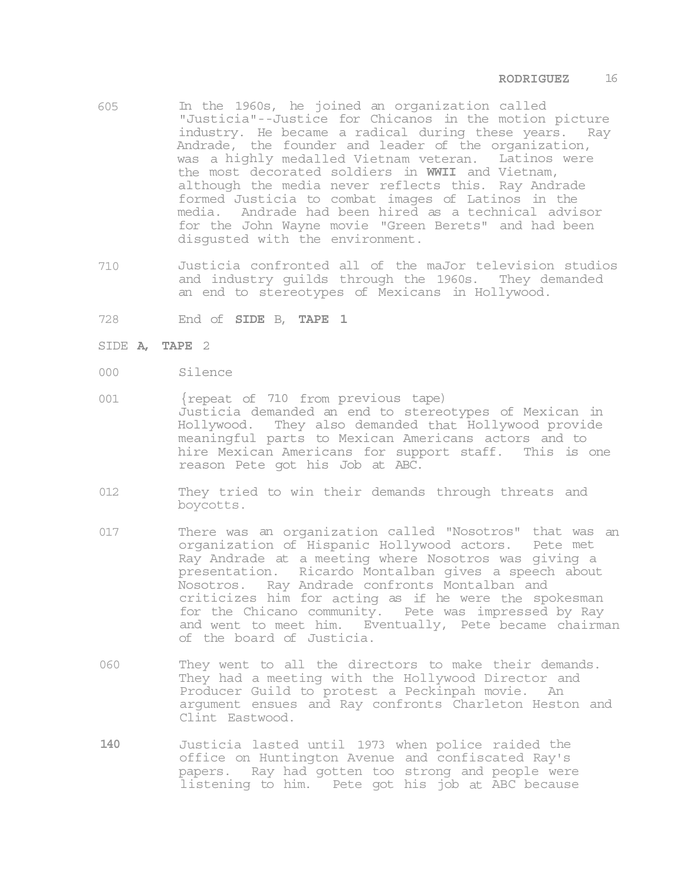605 In the 1960s, he joined an organization called "Justicia"--Justice for Chicanos in the motion picture industry. He became a radical during these years. Ray Andrade, the founder and leader of the organization, was a highly medalled Vietnam veteran. Latinos were the most decorated soldiers in **WWII** and Vietnam, although the media never reflects this. Ray Andrade formed Justicia to combat images of Latinos in the media. Andrade had been hired as a technical advisor for the John Wayne movie "Green Berets" and had been disgusted with the environment.

710 Justicia confronted all of the maJor television studios and industry guilds through the 1960s. They demanded an end to stereotypes of Mexicans in Hollywood.

728 End of **SIDE** B, **TAPE 1**

SIDE **A, TAPE** 2

000 Silence

001 {repeat of 710 from previous tape)
Justicia demanded an end to stereotypes of Mexican in Hollywood. They also demanded that Hollywood provide meaningful parts to Mexican Americans actors and to hire Mexican Americans for support staff. This is one reason Pete got his Job at ABC.

012 They tried to win their demands through threats and boycotts.

017 There was an organization called "Nosotros" that was an organization of Hispanic Hollywood actors. Pete met Ray Andrade at a meeting where Nosotros was giving a presentation. Ricardo Montalban gives a speech about Nosotros. Ray Andrade confronts Montalban and criticizes him for acting as if he were the spokesman for the Chicano community. Pete was impressed by Ray and went to meet him. Eventually, Pete became chairman of the board of Justicia.

060 They went to all the directors to make their demands. They had a meeting with the Hollywood Director and Producer Guild to protest a Peckinpah movie. An argument ensues and Ray confronts Charleton Heston and Clint Eastwood.

**140** Justicia lasted until 1973 when police raided the office on Huntington Avenue and confiscated Ray's papers. Ray had gotten too strong and people were listening to him. Pete got his job at ABC because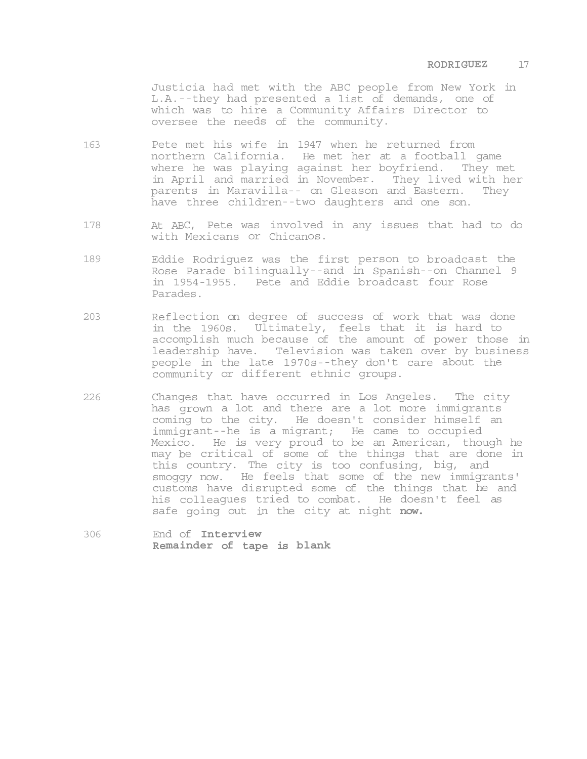Justicia had met with the ABC people from New York in L.A.--they had presented a list of demands, one of which was to hire a Community Affairs Director to oversee the needs of the community.

163 Pete met his wife in 1947 when he returned from northern California. He met her at a football game where he was playing against her boyfriend. They met in April and married in November. They lived with her parents in Maravilla-- on Gleason and Eastern. They have three children--two daughters and one son.

178 At ABC, Pete was involved in any issues that had to do with Mexicans or Chicanos.

189 Eddie Rodriguez was the first person to broadcast the Rose Parade bilingually--and in Spanish--on Channel 9 in 1954-1955. Pete and Eddie broadcast four Rose Parades.

203 Reflection on degree of success of work that was done in the 1960s. Ultimately, feels that it is hard to accomplish much because of the amount of power those in leadership have. Television was taken over by business people in the late 1970s--they don't care about the community or different ethnic groups.

226 Changes that have occurred in Los Angeles. The city has grown a lot and there are a lot more immigrants coming to the city. He doesn't consider himself an immigrant--he is a migrant; He came to occupied Mexico. He is very proud to be an American, though he may be critical of some of the things that are done in this country. The city is too confusing, big, and smoggy now. He feels that some of the new immigrants' customs have disrupted some of the things that he and his colleagues tried to combat. He doesn't feel as safe going out in the city at night **now.**

306 End of **Interview**
**Remainder of tape is blank**